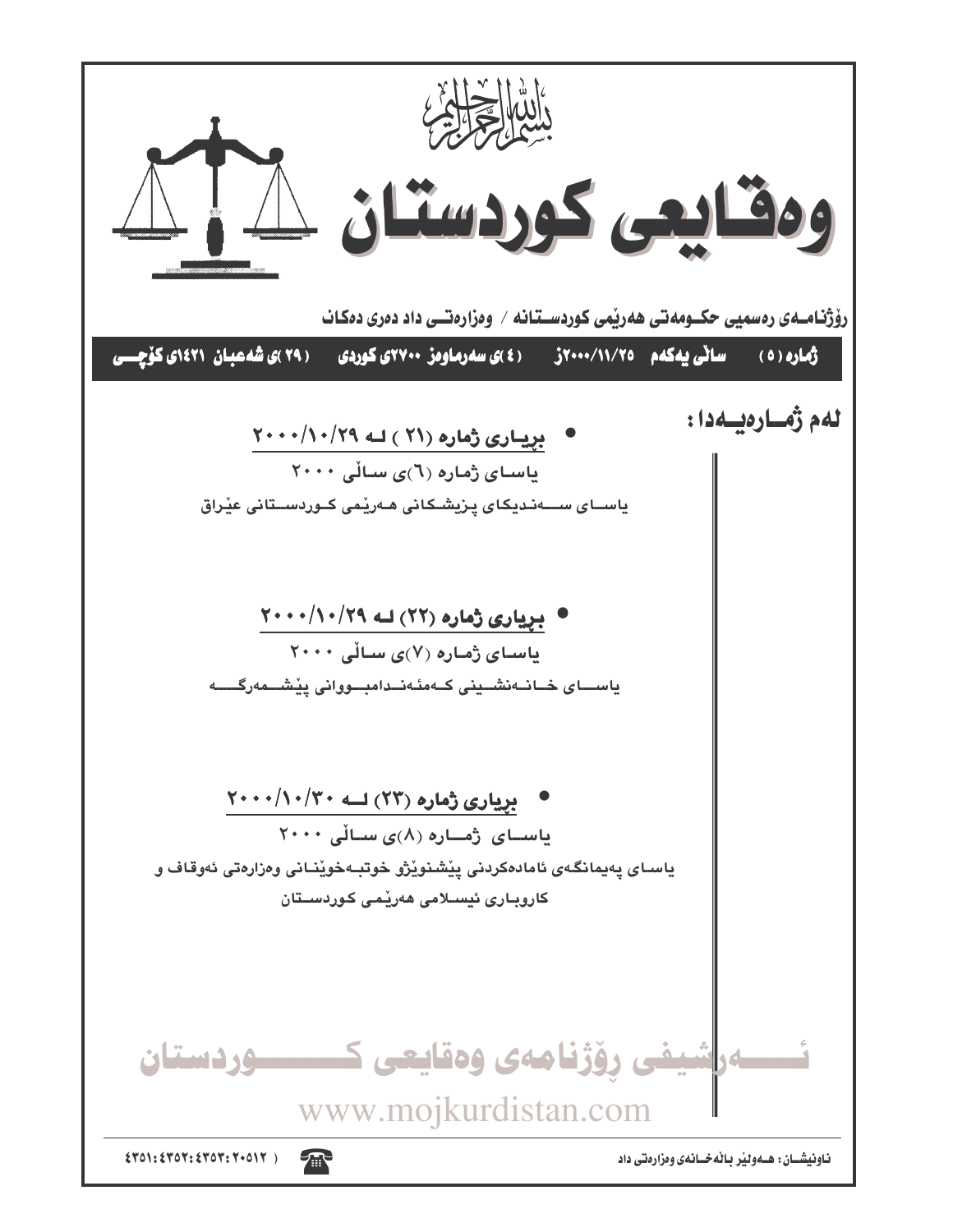بسم الله الرحمن الرحيم

# وەقایعی کوردستان

رۆژنامەی رەسمیی حکومەتی هەرێمی کوردستانە / وەزارەتی داد دەری دەکات

ژمارە (٥) سالی یەکەم ٢٠٠٠/١١/٢٥ز (٤)ی سەرماوەز ٢٧٠٠ی کوردی (٢٩)ی شەعبان ١٤٢١ی کۆچی

**لەم ژمارەیەدا:**

- **بڕیاری ژمارە (٢١) لە ٢٠٠٠/١٠/٢٩**

  یاسای ژمارە (٦)ی ساڵی ٢٠٠٠

  یاسای سەندیکای پزیشکانی هەرێمی کوردستانی عێراق

- **بڕیاری ژمارە (٢٢) لە ٢٠٠٠/١٠/٢٩**

  یاسای ژمارە (٧)ی ساڵی ٢٠٠٠

  یاسای خانەنشینی کەمئەندامبووانی پێشمەرگە

- **بڕیاری ژمارە (٢٣) لە ٢٠٠٠/١٠/٣٠**

  یاسای ژمارە (٨)ی ساڵی ٢٠٠٠

  یاسای پەیمانگەی ئامادەکردنی پێشنوێژو خوتبەخوێنانی وەزارەتی ئەوقاف و کاروباری ئیسلامی هەرێمی کوردستان

ئەرشیفی رۆژنامەی وەقایعی کوردستان

www.mojkurdistan.com

ناونیشان: هەولێر باڵەخانەی وەزارەتی داد

٤٣٥١:٤٣٥٢:٤٣٥٣:٢٠٥١٢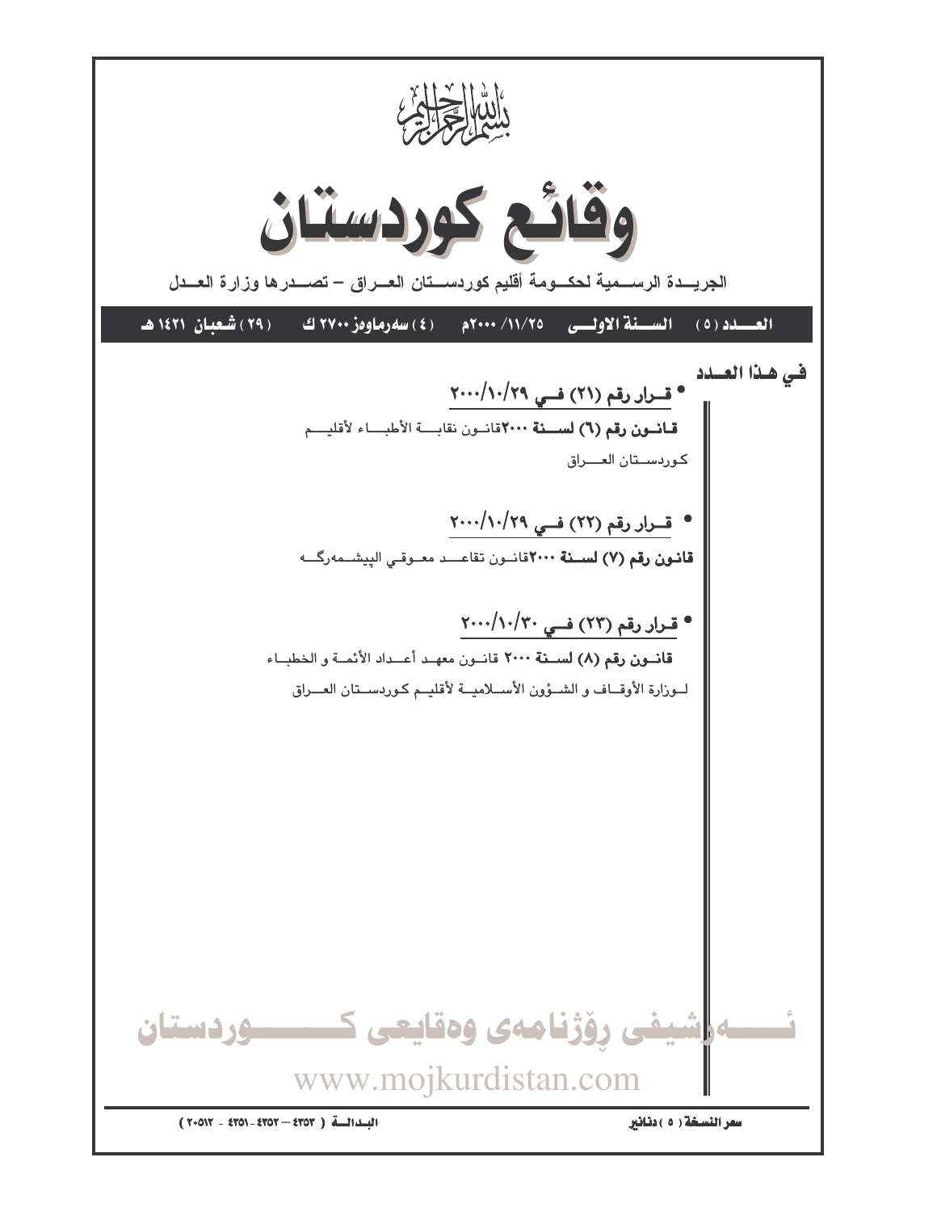بسم الله الرحمن الرحيم

# وقائع كوردستان

الجريـدة الرسـمية لحكـومة أقليم كوردسـتان العـراق – تصـدرها وزارة العـدل

**العـدد (٥) السـنة الاولـى ٢٠٠٠/١١/٢٥م (٤) سەرماوەز ٢٧٠٠ ك (٢٩) شعبان ١٤٢١ هـ**

## في هـذا العـدد

- **قـرار رقم (٢١) فـي ٢٠٠٠/١٠/٢٩**

**قـانـون رقم (٦) لسـنة ٢٠٠٠** قانـون نقابـة الأطبـاء لأقليـم كوردسـتان العـراق

- **قـرار رقم (٢٢) فـي ٢٠٠٠/١٠/٢٩**

**قانـون رقم (٧) لسـنة ٢٠٠٠** قانـون تقاعـد معـوقـي الپيشـمەرگـە

- **قـرار رقم (٢٣) فـي ٢٠٠٠/١٠/٣٠**

**قانـون رقم (٨) لسـنة ٢٠٠٠** قانـون معهـد أعـداد الأئمـة و الخطبـاء لـوزارة الأوقـاف و الشـؤون الأسـلاميـة لأقليـم كـوردسـتان العـراق

سعر النسخة (٥) دنانير

البـدالـة (٤٣٥٣ – ٤٣٥٢ - ٤٣٥١ - ٢٠٥١٢)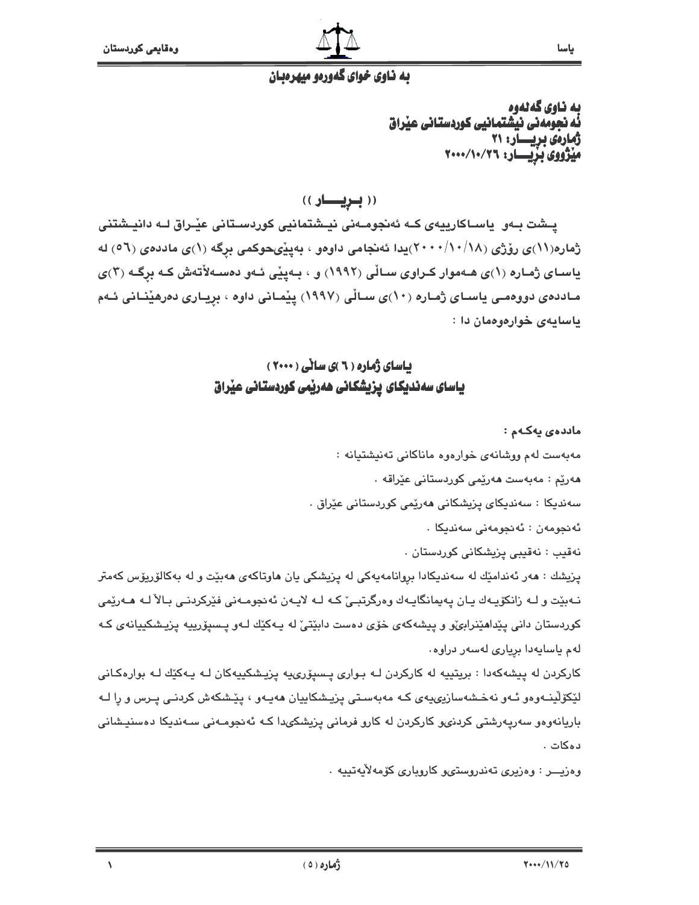## بە ناوی خوای گەورەو میهرەبان

**بە ناوی گەلەوە**
**ئەنجومەنی نیشتمانیی کوردستانی عێراق**
**ژمارەی بڕیـــار: ٢١**
**مێژووی بڕیـــار: ٢٠٠٠/١٠/٢٦**

## (( بـڕیـــار ))

پـشت بـەو یاسـاکارییەی کـە ئەنجومـەنی نیـشتمانیی کوردسـتانی عێـراق لـە دانیـشتنی ژمارە(١١)ی رۆژی (٢٠٠٠/١٠/١٨)یدا ئەنجامی داوەو ، بەپێیحوکمی بڕگە (١)ی ماددەی (٥٦) لە یاسـای ژمـارە (١)ی هـەموار کـراوی سـاڵی (١٩٩٢) و ، بـەپێی ئـەو دەسـەڵاتەش کـە بڕگـە (٣)ی مـاددەی دووەمـی یاسـای ژمـارە (١٠)ی سـاڵی (١٩٩٧) پێمـانی داوە ، بڕیـاری دەرهێنـانی ئـەم یاسایەی خوارەوەمان دا :

## یاسای ژمارە ( ٦ )ی ساڵی ( ٢٠٠٠ )
## یاسای سەندیکای پزیشکانی هەرێمی کوردستانی عێراق

**ماددەی یەکـەم :**

مەبەست لەم ووشانەی خوارەوە ماناکانی تەنیشتیانە :

هەرێم : مەبەست هەرێمی کوردستانی عێراقە .

سەندیکا : سەندیکای پزیشکانی هەرێمی کوردستانی عێراق .

ئەنجومەن : ئەنجومەنی سەندیکا .

نەقیب : نەقیبی پزیشکانی کوردستان .

پزیشك : هەر ئەندامێك لە سەندیکادا بڕوانامەیەکی لە پزیشکی یان هاوتاکەی هەبێت و لە بەکالۆریۆس کەمتر نـەبێت و لـە زانکۆیـەك یـان پەیمانگایـەك وەرگرتبـێ کـە لـە لایـەن ئەنجومـەنی فێرکردنـی بـالاّ لـە هـەرێمی کوردستان دانی پێداهێنرابێ و پیشەکەی خۆی دەست دابێتێ لە یـەکێك لـەو پـسپۆرییە پزیـشکییانەی کـە لەم یاسایەدا بڕیاری لەسەر دراوە.

کارکردن لە پیشەکەدا : بریتییە لە کارکردن لـە بـواری پـسپۆرییە پزیـشکییەکان لـە یـەکێك لـە بوارەکـانی لێکۆڵینـەوەو ئـەو نەخـشەسازییەی کـە مەبەسـتی پزیـشکاییان هەیـەو ، پێـشکەش کردنـی پـرس و ڕا لـە بارێانەوەو سەرپەرشتی کردنو کارکردن لە کارو فرمانی پزیشکیدا کـە ئەنجومـەنی سـەندیکا دەسنیـشانی دەکات .

وەزیـــر : وەزیری تەندروستیو کاروباری کۆمەلاّیەتییە .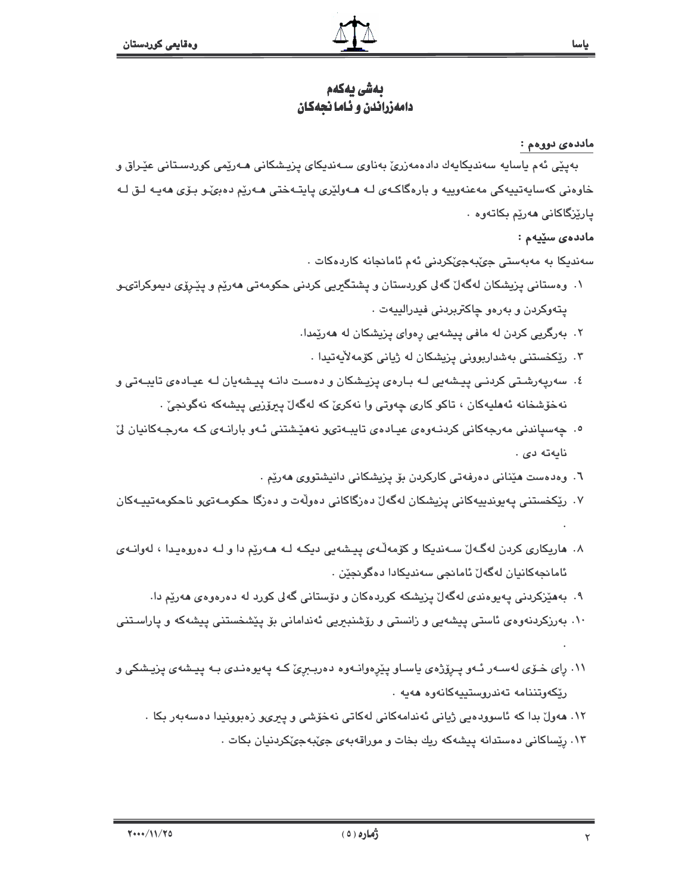# بەشی یەکەم
## دامەزراندن و ئامانجەکان

**ماددەی دووەم :**

بەپێی ئەم یاسایە سەندیکایەك دادەمەزرێ بەناوی سەندیکای پزیشکانی هەرێمی کوردستانی عێراق و خاوەنی کەسایەتییەکی مەعنەوییە و بارەگاکەی لە هەولێری پایتەختی هەرێم دەبێ و بۆی هەیە لق لە پارێزگاکانی هەرێم بکاتەوە .

**ماددەی سێیەم :**

سەندیکا بە مەبەستی جێبەجێکردنی ئەم ئامانجانە کاردەکات .

١. وەستانی پزیشکان لەگەڵ گەلی کوردستان و پشتگیری کردنی حکومەتی هەرێم و پێڕۆی دیموکراتی و پتەوکردن و بەرەو چاکتربردنی فیدرالییەت .
٢. بەرگریی کردن لە مافی پیشەیی رەوای پزیشکان لە هەرێمدا.
٣. رێکخستنی بەشداربوونی پزیشکان لە ژیانی کۆمەڵایەتیدا .
٤. سەرپەرشتی کردنی پیشەیی لە بارەی پزیشکان و دەست دانە پیشەیان لە عیادەی تایبەتی و نەخۆشخانە ئەهلیەکان ، تاکو کاری چەوتی وا نەکرێ کە لەگەڵ پیرۆزیی پیشەکە نەگونجێ .
٥. چەسپاندنی مەرجەکانی کردنەوەی عیادەی تایبەتیو نەهێشتنی ئەو بارانەی کە مەرجەکانیان لێ نایەتە دی .
٦. وەدەست هێنانی دەرفەتی کارکردن بۆ پزیشکانی دانیشتووی هەرێم .
٧. رێکخستنی پەیوندییەکانی پزیشکان لەگەڵ دەزگاکانی دەوڵەت و دەزگا حکومەتیو ناحکومەتییەکان .
٨. هاریکاری کردن لەگەڵ سەندیکا و کۆمەڵەی پیشەیی دیکە لە هەرێم دا و لە دەروەیدا ، لەوانەی ئامانجەکانیان لەگەڵ ئامانجی سەندیکادا دەگونجێن .
٩. بەهێزکردنی پەیوەندی لەگەڵ پزیشکە کوردەکان و دۆستانی گەلی کورد لە دەرەوەی هەرێم دا.
١٠. بەرزکردنەوەی ئاستی پیشەیی و زانستی و رۆشنبیریی ئەندامانی بۆ پێشخستنی پیشەکە و پاراستنی .
١١. رای خۆی لەسەر ئەو پرۆژەی یاساو پێڕەوانەوە دەربڕێ کە پەیوەندی بە پیشەی پزیشکی و رێکەوتننامە تەندروستییەکانەوە هەیە .
١٢. هەوڵ بدا کە ئاسوودەیی ژیانی ئەندامەکانی لەکاتی نەخۆشی و پیریو زەبوونیدا دەسەبەر بکا .
١٣. رێساکانی دەستدانە پیشەکە ریك بخات و موراقەبەی جێبەجێکردنیان بکات .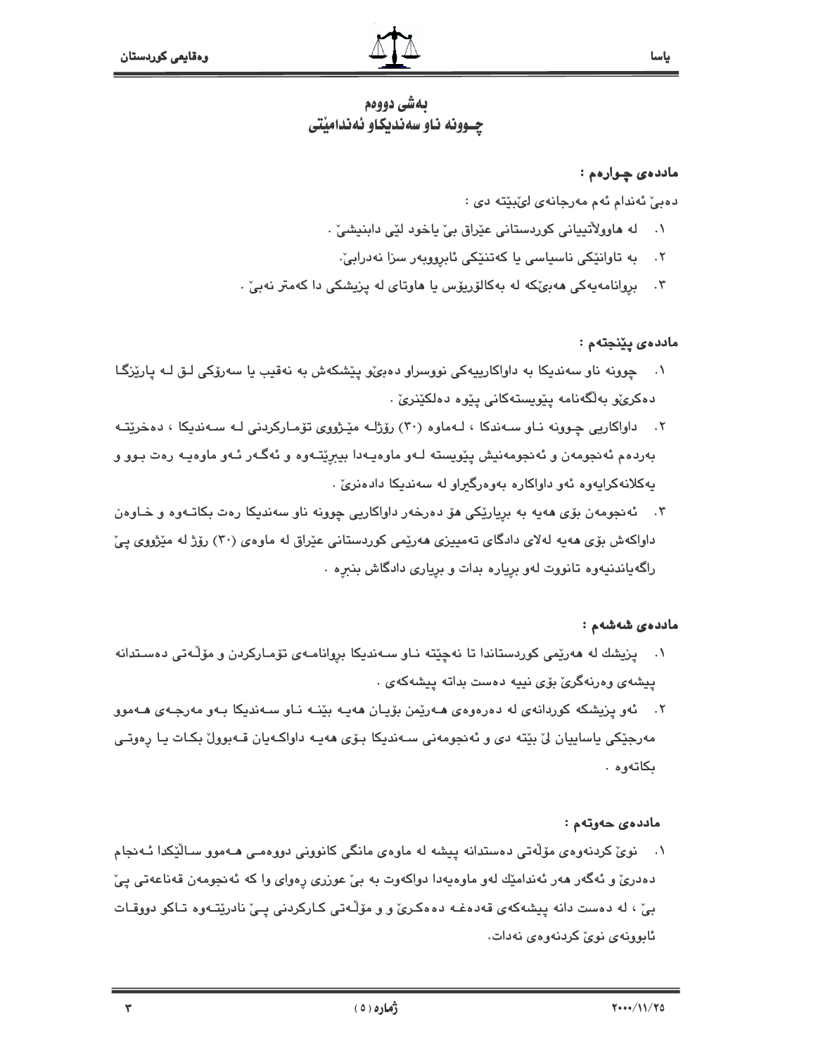## بەشی دووەم
## چـوونە ناو سەندیکاو ئەندامێتی

**ماددەی چوارەم :**

دەبێ ئەندام ئەم مەرجانەی لێبێتە دی :

١. لە هاوولاتییانی کوردستانی عێراق بێ یاخود لێی دابنیشێ .
٢. بە تاوانێکی ناسیاسی یا کەتنێکی ئابڕووبەر سزا نەدرابێ.
٣. بڕوانامەیەکی هەبێکە لە بەکالۆریۆس یا هاوتای لە پزیشکی دا کەمتر نەبێ .

**ماددەی پێنجەم :**

١. چوونە ناو سەندیکا بە داواکارییەکی نووسراو دەبێو پێشکەش بە نەقیب یا سەرۆکی لق لە پارێزگا دەکرێو بەڵگەنامە پێویستەکانی پێوە دەلکێنرێ .
٢. داواکاریی چـوونە نـاو سـەندکا ، لـەماوە (٣٠) ڕۆژلـە مێـژووی تۆمـارکردنی لـە سـەندیکا ، دەخرێتـە بەردەم ئەنجومەن و ئەنجومەنیش پێویستە لـەو ماوەیـەدا بیبڕێتـەوە و ئەگـەر ئـەو ماوەیـە ڕەت بـوو و یەکلانەکرایەوە ئەو داواکارە بەوەرگیراو لە سەندیکا دادەنرێ .
٣. ئەنجومەن بۆی هەیە بە بڕیارێکی هۆ دەرخەر داواکاریی چوونە ناو سەندیکا ڕەت بکاتـەوە و خـاوەن داواکەش بۆی هەیە لەلای دادگای تەمییزی هەرێمی کوردستانی عێراق لە ماوەی (٣٠) ڕۆژ لە مێژووی پێ ڕاگەیاندنیەوە تانووت لەو بڕیارە بدات و بڕیاری دادگاش بنبڕە .

**ماددەی شەشەم :**

١. پزیشك لە هەرێمی کوردستاندا تا نەچێتە نـاو سـەندیکا بڕوانامـەی تۆمـارکردن و مۆڵـەتی دەسـتدانە پیشەی وەرنەگرێ بۆی نییە دەست بداتە پیشەکەی .
٢. ئەو پزیشکە کوردانەی لە دەرەوەی هـەرێمن بۆیـان هەیـە بێنـە نـاو سـەندیکا بـەو مەرجـەی هـەموو مەرجێکی یاساییان لێ بێتە دی و ئەنجومەنی سـەندیکا بـۆی هەیـە داواکـەیان قـەبووڵ بکـات یـا ڕەوتـی بکاتەوە .

**ماددەی حەوتەم :**

١. نوێ کردنەوەی مۆڵەتی دەستدانە پیشە لە ماوەی مانگی کانوونی دووەمـی هـەموو سـاڵێکدا ئـەنجام دەدرێ و ئەگەر هەر ئەندامێك لەو ماوەیەدا دواکەوت بە بێ عوزری ڕەوای وا کە ئەنجومەن قەناعەتی پێ بێ ، لە دەست دانە پیشەکەی قەدەغـە دەکـرێ و و مۆڵـەتی کـارکردنی پـێ نادرێتـەوە تـاکو دووقـات ئابوونەی نوێ کردنەوەی نەدات.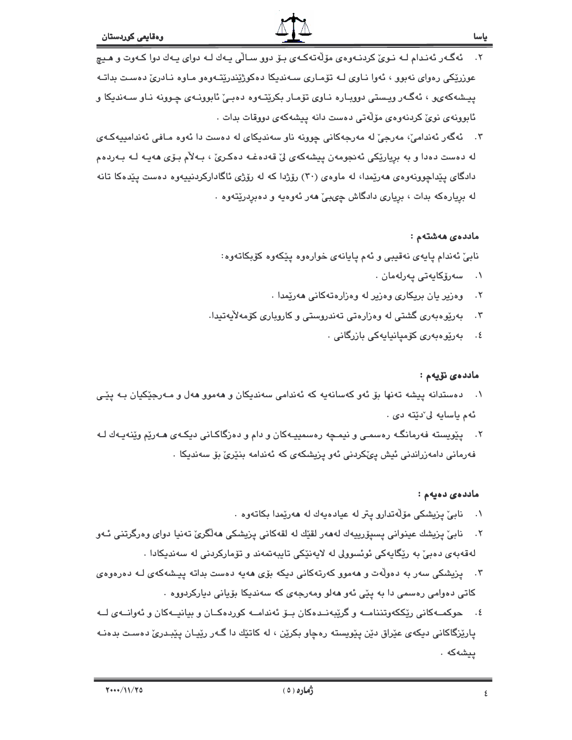٢. ئەگەر ئەندام لە نوێ کردنەوەی مۆڵەتەکەی بۆ دوو ساڵی یەك لە دوای یەك دوا کەوت و هیچ عوزرێکی رەوای نەبوو ، ئەوا ناوی لە تۆماری سەندیکا دەکوژێندرێتەوەو ماوە نادرێ دەست بداتە پیشەکەی‌و ، ئەگەر ویستی دووبارە ناوی تۆمار بکرێتەوە دەبێ ئابوونەی چوونە ناو سەندیکا و ئابوونەی نوێ کردنەوەی مۆڵەتی دەست دانە پیشەکەی دوواقات بدات .

٣. ئەگەر ئەندامێ، مەرجێ لە مەرجەکانی چوونە ناو سەندیکای لە دەست دا ئەوە مافی ئەندامییەکەی لە دەست دەدا و بە بڕیارێکی ئەنجومەن پیشەکەی لێ قەدەغە دەکرێ ، بەلام بۆی هەیە لە بەردەم دادگای پێداچوونەوەی هەرێمدا، لە ماوەی (٣٠) رۆژدا کە لە رۆژی ئاگادارکردنییەوە دەست پێدەکا تانە لە بڕیارەکە بدات ، بڕیاری دادگاش چی‌بێ هەر ئەوەیە و دەبڕدرێتەوە .

### ماددەی هەشتەم :

نابێ ئەندام پایەی نەقیبی و ئەم پایانەی خوارەوە پێکەوە کۆبکاتەوە:

١. سەرۆکایەتی پەرلەمان .
٢. وەزیر یان بریکاری وەزیر لە وەزارەتەکانی هەرێمدا .
٣. بەڕێوەبەری گشتی لە وەزارەتی تەندروستی و کاروباری کۆمەلآیەتیدا.
٤. بەڕێوەبەری کۆمپانیایەکی بازرگانی .

### ماددەی نۆیەم :

١. دەستدانە پیشە تەنها بۆ ئەو کەسانەیە کە ئەندامی سەندیکان و هەموو هەل و مەرجێکیان بە پێی ئەم یاسایە لێ دێتە دی .

٢. پێویستە فەرمانگە رەسمی و نیمچە رەسمییەکان و دام و دەزگاکانی دیکەی هەرێم وێنەیەك لە فەرمانی دامەزراندنی ئیش پێکردنی ئەو پزیشکەی کە ئەندامە بنێرێ بۆ سەندیکا .

### ماددەی دەیەم :

١. نابێ پزیشکی مۆڵەتدارو پتر لە عیادەیەك لە هەرێمدا بکاتەوە .

٢. نابێ پزیشك عینوانی پسپۆرییەك لەهەر لقێك لە لقەکانی پزیشکی هەلگرێ تەنیا دوای وەرگرتنی ئەو لەقەبەی دەبێ بە رێگایەکی ئوسوولی لە لایەنێکی تایبەتمەند و تۆمارکردنی لە سەندیکادا .

٣. پزیشکی سەر بە دەوڵەت و هەموو کەرتەکانی دیکە بۆی هەیە دەست بداتە پیشەکەی لە دەرەوەی کاتی دەوامی رەسمی دا بە پێی ئەو هەلو مەرجەی کە سەندیکا بۆیانی دیارکردووە .

٤. حوکمەکانی رێککەوتننامە و گرێبەندەکان بۆ ئەندامە کوردەکان و بیانیەکان و ئەوانەی لە پارێزگاکانی دیکەی عێراق دێن پێویستە رەچاو بکرێن ، لە کاتێك دا گەر رێیان پێبدرێ دەست بدەنە پیشەکە .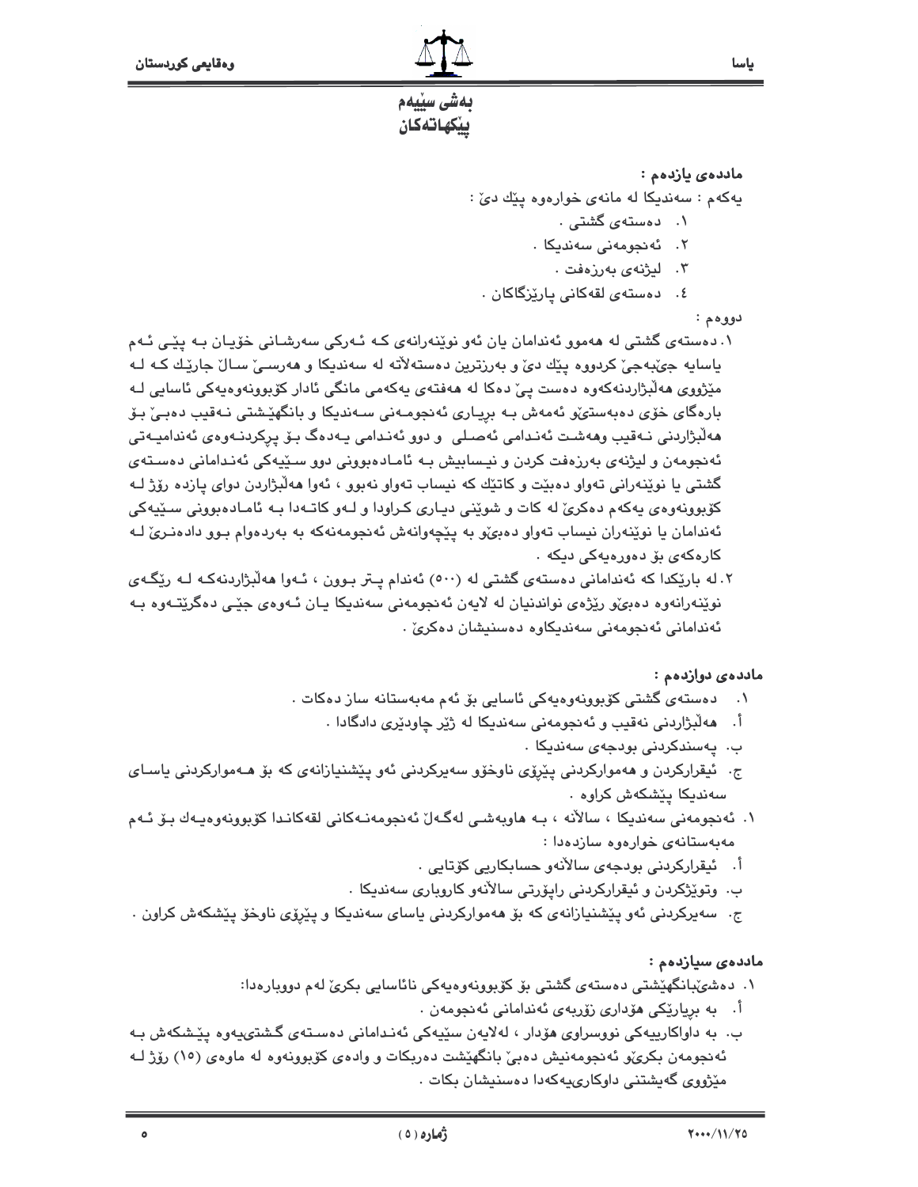## بەشی سێیەم
## پێکهاتەکان

**ماددەی یازدەم :**

یەکەم : سەندیکا لە مانەی خوارەوە پێك دێ :

١. دەستەی گشتی .
٢. ئەنجومەنی سەندیکا .
٣. لیژنەی بەرزەفت .
٤. دەستەی لقەکانی پارێزگاکان .

دووەم :

١. دەستەی گشتی لە هەموو ئەندامان یان ئەو نوێنەرانەی کە ئەرکی سەرشانی خۆیان بە پێی ئەم یاسایە جێبەجێ کردووە پێك دێ و بەرزترین دەستەلاتە لە سەندیکا و هەرسێ ساڵ جارێك کە لە مێژووی هەڵبژاردنەکەوە دەست پێ دەکا لە هەفتەی یەکەمی مانگی ئادار کۆبوونەوەیەکی ئاسایی لە بارەگای خۆی دەبەستێو ئەمەش بە بڕیاری ئەنجومەنی سەندیکا و بانگهێشتی نەقیب دەبێ بۆ هەڵبژاردنی نەقیب وهەشت ئەندامی ئەصلی و دوو ئەندامی یەدەگ بۆ پڕکردنەوەی ئەندامیەتی ئەنجومەن و لیژنەی بەرزەفت کردن و نیسابیش بە ئامادەبوونی دوو سێیەکی ئەندامانی دەستەی گشتی یا نوێنەرانی تەواو دەبێت و کاتێك کە نیساب تەواو نەبوو ، ئەوا هەڵبژاردن دوای پازدە ڕۆژ لە کۆبوونەوەی یەکەم دەکرێ لە کات و شوێنی دیاری کراودا و لەو کاتەدا بە ئامادەبوونی سێیەکی ئەندامان یا نوێنەران نیساب تەواو دەبێو بە پێچەوانەش ئەنجومەنەکە بە بەردەوام بوو دادەنرێ لە کارەکەی بۆ دەورەیەکی دیکە .
٢. لە بارێکدا کە ئەندامانی دەستەی گشتی لە (٥٠٠) ئەندام پتر بوون ، ئەوا هەڵبژاردنەکە لە ڕێگەی نوێنەرانەوە دەبێو ڕێژەی نواندنیان لە لایەن ئەنجومەنی سەندیکا یان ئەوەی جێی دەگرێتەوە بە ئەندامانی ئەنجومەنی سەندیکاوە دەسنیشان دەکرێ .

**ماددەی دوازدەم :**

١. دەستەی گشتی کۆبوونەوەیەکی ئاسایی بۆ ئەم مەبەستانە ساز دەکات .
أ. هەڵبژاردنی نەقیب و ئەنجومەنی سەندیکا لە ژێر چاودێری دادگادا .
ب. پەسندکردنی بودجەی سەندیکا .
ج. ئیقرارکردن و هەموارکردنی پێڕۆی ناوخۆو سەیرکردنی ئەو پێشنیازانەی کە بۆ هەموارکردنی یاسای سەندیکا پێشکەش کراوە .
١. ئەنجومەنی سەندیکا ، ساڵانە ، بە هاوبەشی لەگەڵ ئەنجومەنەکانی لقەکاندا کۆبوونەوەیەك بۆ ئەم مەبەستانەی خوارەوە سازدەدا :
أ. ئیقرارکردنی بودجەی ساڵانەو حسابکاریی کۆتایی .
ب. وتوێژکردن و ئیقرارکردنی ڕاپۆرتی ساڵانەو کاروباری سەندیکا .
ج. سەیرکردنی ئەو پێشنیازانەی کە بۆ هەموارکردنی یاسای سەندیکا و پێڕۆی ناوخۆ پێشکەش کراون .

**ماددەی سیازدەم :**

١. دەشێ‌بانگهێشتی دەستەی گشتی بۆ کۆبوونەوەیەکی نائاسایی بکرێ لەم دووبارەدا:
أ. بە بڕیارێکی هۆداری زۆربەی ئەندامانی ئەنجومەن .
ب. بە داواکارییەکی نووسراوی هۆدار ، لەلایەن سێیەکی ئەندامانی دەستەی گشتیەوە پێشکەش بە ئەنجومەن بکرێو ئەنجومەنیش دەبێ بانگهێشت دەربکات و وادەی کۆبوونەوە لە ماوەی (١٥) ڕۆژ لە مێژووی گەیشتنی داوکاریەکەدا دەسنیشان بکات .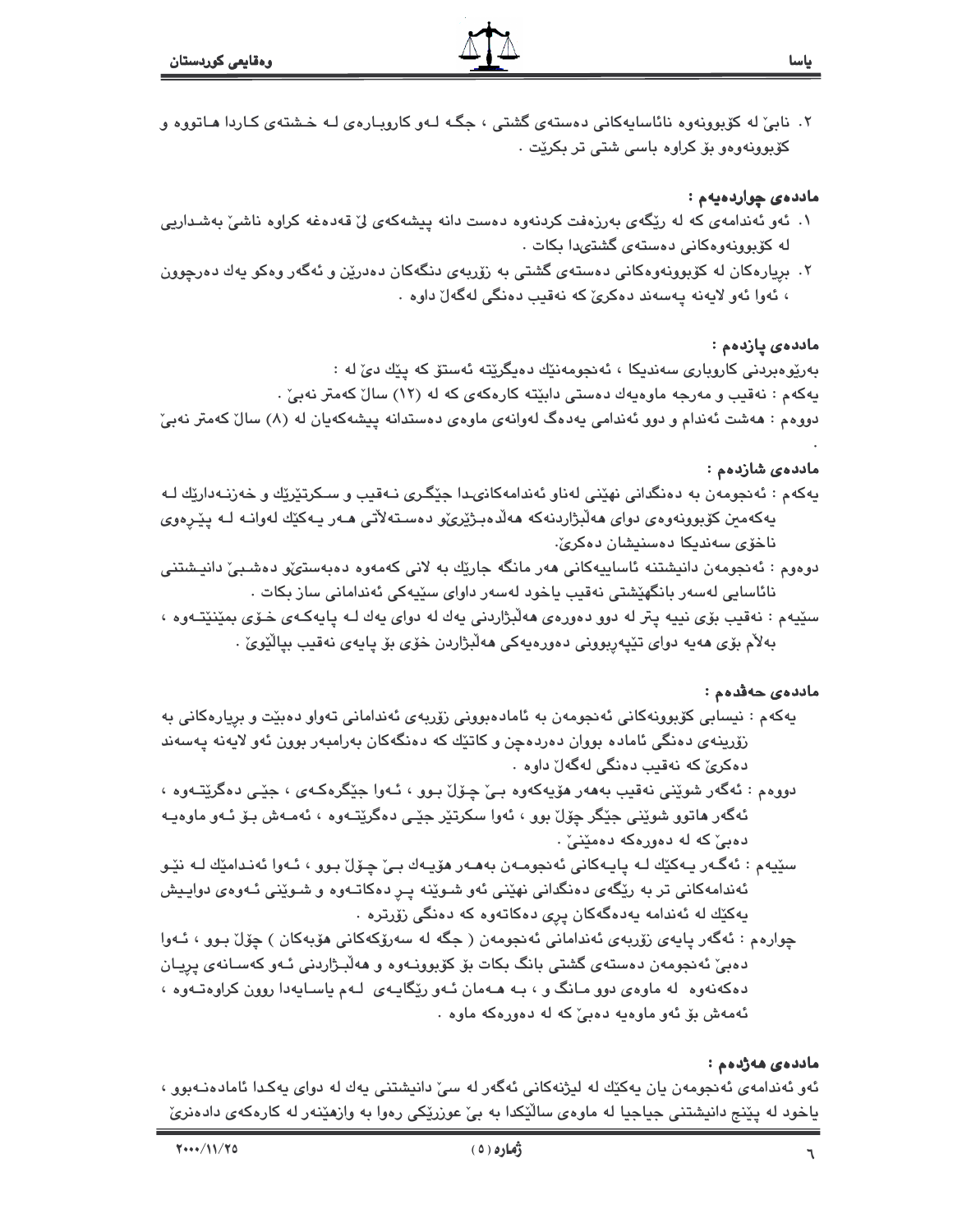٢. نابێ لە کۆبوونەوە نائاسایەکانی دەستەی گشتی ، جگە لەو کاروبارەی لە خشتەی کاردا هاتووە و کۆبوونەوەو بۆ کراوە باسی شتی تر بکرێت .

**ماددەی چواردەیەم :**

١. ئەو ئەندامەی کە لە ڕێگەی بەرزەفت کردنەوە دەست دانە پیشەکەی لێ قەدەغە کراوە ناشێ بەشداریی لە کۆبوونەوەکانی دەستەی گشتیدا بکات .

٢. بڕیارەکان لە کۆبوونەوەکانی دەستەی گشتی بە زۆربەی دنگەکان دەدرێن و ئەگەر وەکو یەك دەرچوون ، ئەوا ئەو لایەنە پەسەند دەکرێ کە نەقیب دەنگی لەگەڵ داوە .

**ماددەی پازدەم :**

بەڕێوەبردنی کاروباری سەندیکا ، ئەنجومەنێك دەیگرێتە ئەستۆ کە پێك دێ لە :

یەکەم : نەقیب و مەرجە ماوەیەك دەستی دابێتە کارەکەی کە لە (١٢) ساڵ کەمتر نەبێ .

دووەم : هەشت ئەندام و دوو ئەندامی یەدەگ لەوانەی ماوەی دەستدانە پیشەکەیان لە (٨) ساڵ کەمتر نەبێ .

**ماددەی شازدەم :**

یەکەم : ئەنجومەن بە دەنگدانی نهێنی لەناو ئەندامەکانیدا جێگری نەقیب و سکرتێرێك و خەزنەدارێك لە یەکەمین کۆبوونەوەی دوای هەڵبژاردنەکە هەڵدەبژێرێو دەستەڵاتی هەر یەکێك لەوانە لە پێڕەوی ناخۆی سەندیکا دەسنیشان دەکرێ.

دوەوم : ئەنجومەن دانیشتنە ئاساییەکانی هەر مانگە جارێك بە لانی کەمەوە دەبەستێو دەشبێ دانیشتنی نائاسایی لەسەر بانگهێشتی نەقیب یاخود لەسەر داوای سێیەکی ئەندامانی ساز بکات .

سێیەم : نەقیب بۆی نییە پتر لە دوو دەورەی هەڵبژاردنی یەك لە دوای یەك لە پایەکەی خۆی بمێنێتەوە ، بەڵام بۆی هەیە دوای تێپەڕبوونی دەورەیەکی هەڵبژاردن خۆی بۆ پایەی نەقیب بپاڵێوێ .

**ماددەی حەڤدەم :**

یەکەم : نیسابی کۆبوونەکانی ئەنجومەن بە ئامادەبوونی زۆربەی ئەندامانی تەواو دەبێت و بڕیارەکانی بە زۆرینەی دەنگی ئامادە بووان دەردەچن و کاتێك کە دەنگەکان بەرامبەر بوون ئەو لایەنە پەسەند دەکرێ کە نەقیب دەنگی لەگەڵ داوە .

دووەم : ئەگەر شوێنی نەقیب بەهەر هۆیەکەوە بێ چۆڵ بوو ، ئەوا جێگرەکەی ، جێی دەگرێتەوە ، ئەگەر هاتوو شوێنی جێگر چۆڵ بوو ، ئەوا سکرتێر جێی دەگرێتەوە ، ئەمەش بۆ ئەو ماوەیە دەبێ کە لە دەورەکە دەمێنێ .

سێیەم : ئەگەر یەکێك لە پایەکانی ئەنجومەن بەهەر هۆیەك بێ چۆڵ بوو ، ئەوا ئەندامێك لە نێو ئەندامەکانی تر بە ڕێگەی دەنگدانی نهێنی ئەو شوێنە پڕ دەکاتەوە و شوێنی ئەوەی دوایش یەکێك لە ئەندامە یەدەگەکان پڕی دەکاتەوە کە دەنگی زۆرترە .

چوارەم : ئەگەر پایەی زۆربەی ئەندامانی ئەنجومەن ( جگە لە سەرۆکەکانی هۆبەکان ) چۆڵ بوو ، ئەوا دەبێ ئەنجومەن دەستەی گشتی بانگ بکات بۆ کۆبوونەوە و هەڵبژاردنی ئەو کەسانەی پڕیان دەکەنەوە لە ماوەی دوو مانگ و ، بە هەمان ئەو ڕێگایەی لەم یاسایەدا روون کراوەتەوە ، ئەمەش بۆ ئەو ماوەیە دەبێ کە لە دەورەکە ماوە .

**ماددەی هەژدەم :**

ئەو ئەندامەی ئەنجومەن یان یەکێك لە لیژنەکانی ئەگەر لە سێ دانیشتنی یەك لە دوای یەکدا ئامادەنەبوو ، یاخود لە پێنج دانیشتنی جیاجیا لە ماوەی ساڵێکدا بە بێ عوزرێکی رەوا بە وازهێنەر لە کارەکەی دادەنرێ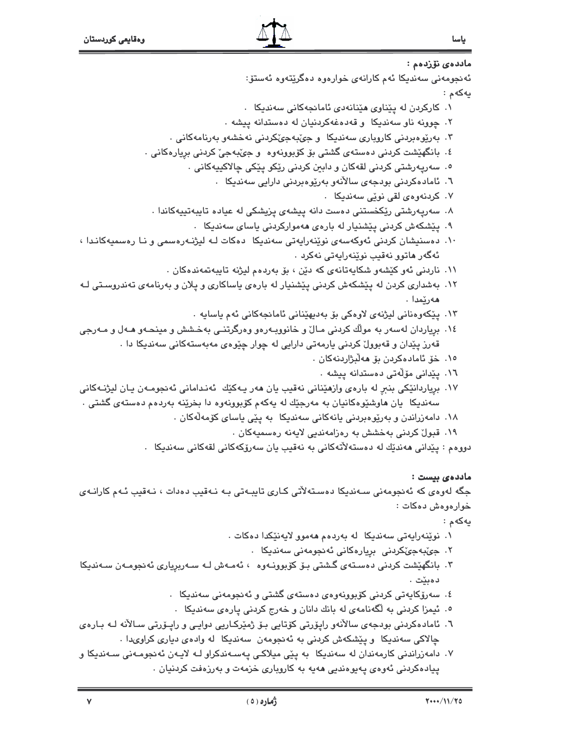**ماددەی نۆزدەم :**

ئەنجومەنی سەندیکا ئەم کارانەی خوارەوە دەگرێتەوە ئەستۆ:

یەکەم :

١. کارکردن لە پێناوی هێنانەدی ئامانجەکانی سەندیکا .
٢. چوونە ناو سەندیکا و قەدەغەکردنیان لە دەستدانە پیشە .
٣. بەرێوەبردنی کاروباری سەندیکا و جێبەجێکردنی نەخشەو بەرنامەکانی .
٤. بانگهێشت کردنی دەستەی گشتی بۆ کۆبوونەوە و جێبەجێ کردنی بڕیارەکانی .
٥. سەرپەرشتی کردنی لقەکان و دابین کردنی رێکو پێکی چالاکییەکانی .
٦. ئامادەکردنی بودجەی ساڵانەو بەرێوەبردنی دارایی سەندیکا .
٧. کردنەوەی لقی نوێی سەندیکا .
٨. سەرپەرشتی رێکخستنی دەست دانە پیشەی پزیشکی لە عیادە تایبەتییەکاندا .
٩. پێشکەش کردنی پێشنیار لە بارەی هەموارکردنی یاسای سەندیکا .
١٠. دەستنیشان کردنی ئەوکەسەی نوێنەرایەتی سەندیکا دەکات لە لیژنەرەسمی و نا رەسمیەکاندا ، ئەگەر هاتوو نەقیب نوێنەرایەتی نەکرد .
١١. ناردنی ئەو کێشەو شکایەتانەی کە دێن ، بۆ بەردەم لیژنە تایبەتمەندەکان .
١٢. بەشداری کردن لە پێشکەش کردنی پێشنیار لە بارەی یاساکاری و پلان و بەرنامەی تەندروستی لە هەرێمدا .
١٣. پێکەوەنانی لیژنەی لاوەکی بۆ بەدیهێنانی ئامانجەکانی ئەم یاسایە .
١٤. بڕیاردان لەسەر بە موڵك کردنی ماڵ و خانووبەرەو وەرگرتنی بەخشش و مینحەو هەل و مەرجی قەرز پێدان و قەبووڵ کردنی یارمەتی دارایی لە چوار چێوەی مەبەستەکانی سەندیکا دا .
١٥. خۆ ئامادەکردن بۆ هەڵبژاردنەکان .
١٦. پێدانی مۆڵەتی دەستدانە پیشە .
١٧. بڕیاردانێکی بنبڕ لە بارەی وازهێنانی نەقیب یان هەر یەکێك ئەندامانی ئەنجومەن یان لیژنەکانی سەندیکا یان هاوشێوەکانیان بە مەرجێك لە یەکەم کۆبوونەوە دا بخرێنە بەردەم دەستەی گشتی .
١٨. دامەزراندن و بەرێوەبردنی یانەکانی سەندیکا بە پێی یاسای کۆمەڵەکان .
١٩. قبوڵ کردنی بەخشش بە رەزامەندیی لایەنە رەسمیەکان .

دووەم : پێدانی هەندێك لە دەستەڵاتەکانی بە نەقیب یان سەرۆکەکانی لقەکانی سەندیکا .

**ماددەی بیست :**

جگە لەوەی کە ئەنجومەنی سەندیکا دەستەڵاتی کاری تایبەتی بە نەقیب دەدات ، نەقیب ئەم کارانەی خوارەوەش دەکات :

یەکەم :

١. نوێنەرایەتی سەندیکا لە بەردەم هەموو لایەنێکدا دەکات .
٢. جێبەجێکردنی بڕیارەکانی ئەنجومەنی سەندیکا .
٣. بانگهێشت کردنی دەستەی گشتی بۆ کۆبوونەوە ، ئەمەش لە سەربڕیاری ئەنجومەن سەندیکا دەبێت .
٤. سەرۆکایەتی کردنی کۆبوونەوەی دەستەی گشتی و ئەنجومەنی سەندیکا .
٥. ئیمزا کردنی بە لگەنامەی لە بانك دانان و خەرج کردنی پارەی سەندیکا .
٦. ئامادەکردنی بودجەی ساڵانەو راپۆرتی کۆتایی بۆ ژمێرکاریی دوایی و راپۆرتی ساڵانە لە بارەی چالاکی سەندیکا و پێشکەش کردنی بە ئەنجومەن سەندیکا لە وادەی دیاری کراویدا .
٧. دامەزراندنی کارمەندان لە سەندیکا بە پێی میلاکی پەسەندکراو لە لایەن ئەنجومەنی سەندیکا و پیادەکردنی ئەوەی پەیوەندیی هەیە بە کاروباری خزمەت و بەرزەفت کردنیان .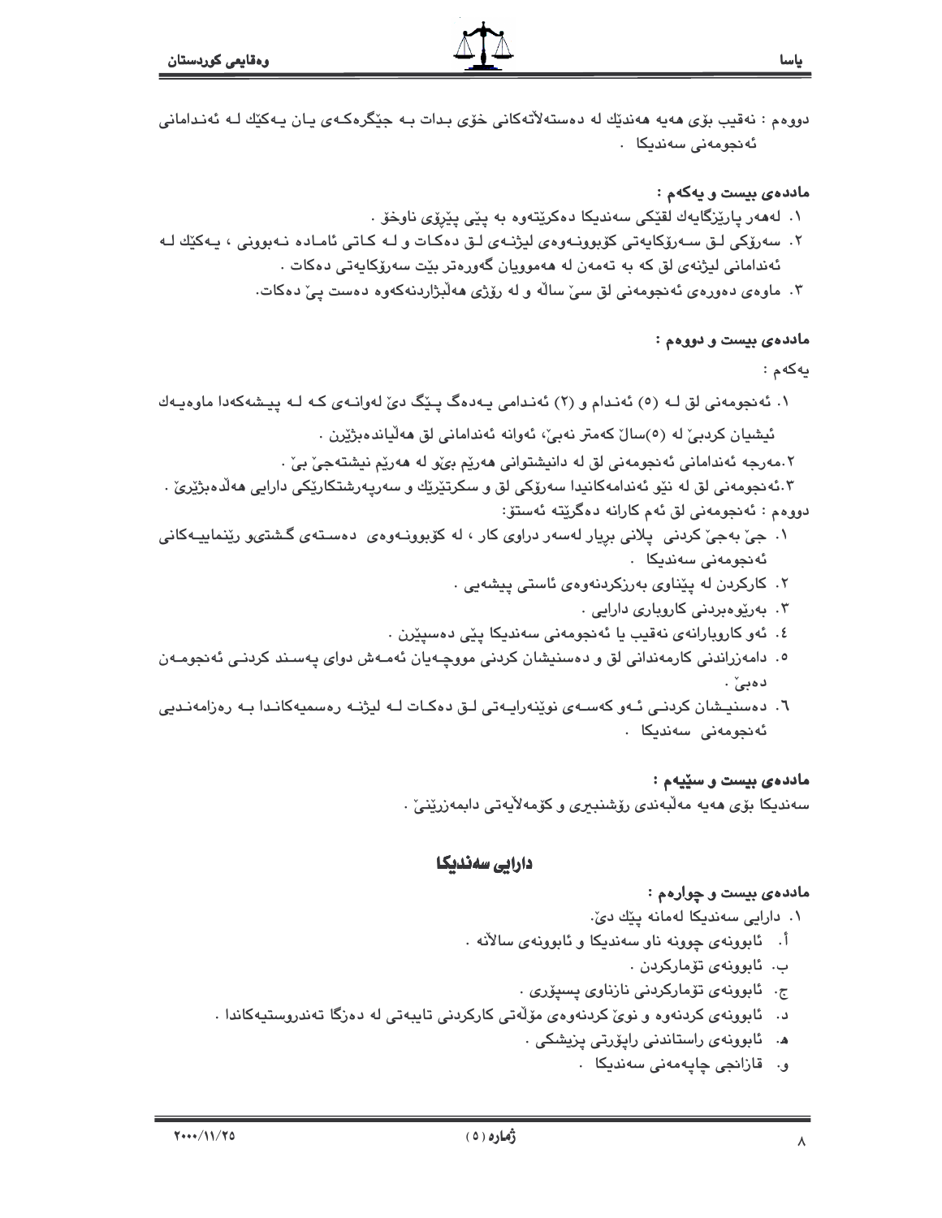دووەم : نەقیب بۆی هەیە هەندێك لە دەسەڵاتەكانی خۆی بدات بە جێگرەكەی یان یەكێك لە ئەندامانی ئەنجومەنی سەندیكا .

**ماددەی بیست و یەكەم :**

١. لەهەر پارێزگایەك لقێكی سەندیكا دەكرێتەوە بە پێی پێڕۆی ناوخۆ .
٢. سەرۆكی لق سەرۆكایەتی كۆبوونەوەی لیژنەی لق دەكات و لە كاتی ئامادە نەبوونی ، یەكێك لە ئەندامانی لیژنەی لق كە بە تەمەن لە هەموویان گەورەتر بێت سەرۆكایەتی دەكات .
٣. ماوەی دەورەی ئەنجومەنی لق سێ ساڵە و لە رۆژی هەڵبژاردنەكەوە دەست پێ دەكات.

**ماددەی بیست و دووەم :**

یەكەم :

١. ئەنجومەنی لق لە (٥) ئەندام و (٢) ئەندامی یەدەگ پێك دێ لەوانەی كە لە پیشەكەدا ماوەیەك ئیشیان كردبێ لە (٥)ساڵ كەمتر نەبێ، ئەوانە ئەندامانی لق هەڵیاندەبژێرن .
٢.مەرجە ئەندامانی ئەنجومەنی لق لە دانیشتوانی هەرێم بێو لە هەرێم نیشتەجێ بێ .
٣.ئەنجومەنی لق لە نێو ئەندامەكانیدا سەرۆكی لق و سكرتێرێك و سەرپەرشتكارێكی دارایی هەڵدەبژێرێ .

دووەم : ئەنجومەنی لق ئەم كارانە دەگرێتە ئەستۆ:

١. جێ بەجێ كردنی پلانی بڕیار لەسەر دراوی كار ، لە كۆبوونەوەی دەستەی گشتیو رێنماییەكانی ئەنجومەنی سەندیكا .
٢. كاركردن لە پێناوی بەرزكردنەوەی ئاستی پیشەیی .
٣. بەڕێوەبردنی كاروباری دارایی .
٤. ئەو كاروبارانەی نەقیب یا ئەنجومەنی سەندیكا پێی دەسپێرن .
٥. دامەزراندنی كارمەندانی لق و دەسنیشان كردنی مووچەیان ئەمەش دوای پەسند كردنی ئەنجومەن دەبێ .
٦. دەسنیشان كردنی ئەو كەسەی نوێنەرایەتی لق دەكات لە لیژنە رەسمیەكاندا بە رەزامەندیی ئەنجومەنی سەندیكا .

**ماددەی بیست و سێیەم :**

سەندیكا بۆی هەیە مەڵبەندی رۆشنبیری و كۆمەلایەتی دابمەزرێنێ .

## دارایی سەندیكا

**ماددەی بیست و چوارەم :**

١. دارایی سەندیكا لەمانە پێك دێ.
   أ. ئابوونەی چوونە ناو سەندیكا و ئابوونەی ساڵانە .
   ب. ئابوونەی تۆماركردن .
   ج. ئابوونەی تۆماركردنی نازناوی پسپۆری .
   د. ئابوونەی كردنەوە و نوێ كردنەوەی مۆڵەتی كاركردنی تایبەتی لە دەزگا تەندروستیەكاندا .
   هـ. ئابوونەی راستاندنی راپۆرتی پزیشكی .
   و. قازانجی چاپەمەنی سەندیكا .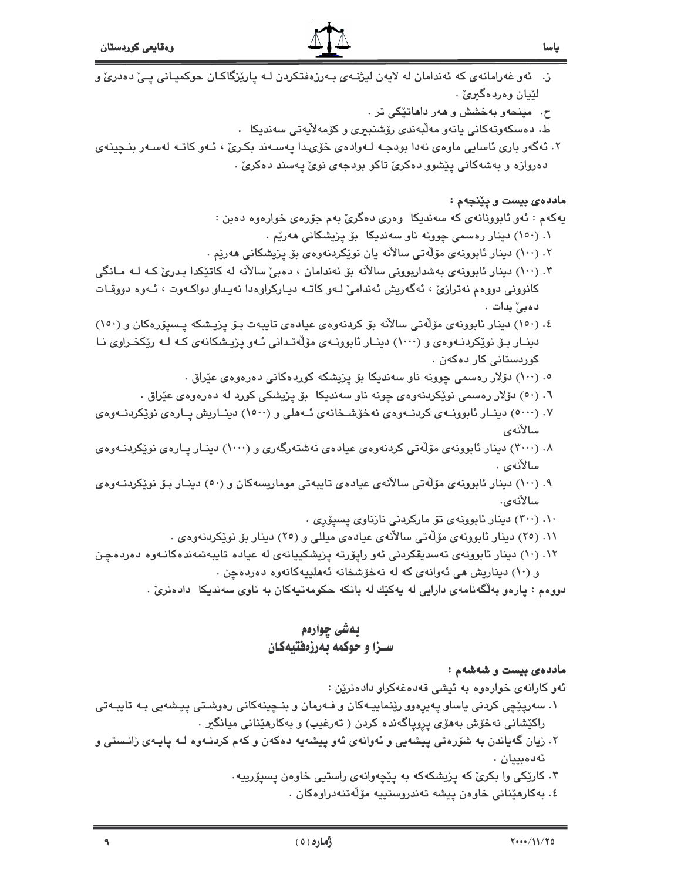ز. ئەو غەرامانەی کە ئەندامان لە لایەن لیژنەی بەرزەفتکردن لە پارێزگاکان حوکمیانی پێ دەدرێ و لێیان وەردەگیرێ .

ح. مینحەو بەخشش و هەر داهاتێکی تر .

ط. دەسکەوتەکانی یانەو مەڵبەندی رۆشنبیری و کۆمەڵایەتی سەندیکا .

٢. ئەگەر باری ئاسایی ماوەی نەدا بودجە لەوادەی خۆیدا پەسەند بکرێ ، ئەو کاتە لەسەر بنچینەی دەروازە و بەشەکانی پێشوو دەکرێ تاکو بودجەی نوێ پەسند دەکرێ .

**ماددەی بیست و پێنجەم :**

یەکەم : ئەو ئابوونانەی کە سەندیکا وەری دەگرێ بەم جۆرەی خوارەوە دەبن :

١. (١٥٠) دینار رەسمی چوونە ناو سەندیکا بۆ پزیشکانی هەرێم .

٢. (١٠٠) دینار ئابوونەی مۆڵەتی ساڵانە یان نوێکردنەوەی بۆ پزیشکانی هەرێم .

٣. (١٠٠) دینار ئابوونەی بەشداربوونی ساڵانە بۆ ئەندامان ، دەبێ ساڵانە لە کاتێکدا بدرێ کە لە مانگی کانوونی دووەم نەترازێ ، ئەگەریش ئەندامێ لەو کاتە دیارکراوەدا نەیداو دواکەوت ، ئەوە دووقات دەبێ بدات .

٤. (١٥٠) دینار ئابوونەی مۆڵەتی ساڵانە بۆ کردنەوەی عیادەی تایبەت بۆ پزیشکە پسپۆرەکان و (١٥٠) دینار بۆ نوێکردنەوەی و (١٠٠٠) دینار ئابوونەی مۆڵەتدانی ئەو پزیشکانەی کە لە رێکخراوی نا کوردستانی کار دەکەن .

٥. (١٠٠) دۆلار رەسمی چوونە ناو سەندیکا بۆ پزیشکە کوردەکانی دەرەوەی عێراق .

٦. (٥٠) دۆلار رەسمی نوێکردنەوەی چونە ناو سەندیکا بۆ پزیشکی کورد لە دەرەوەی عێراق .

٧. (٥٠٠٠) دینار ئابوونەی کردنەوەی نەخۆشخانەی ئەهلی و (١٥٠٠) دیناریش پارەی نوێکردنەوەی ساڵانەی

٨. (٣٠٠٠) دینار ئابوونەی مۆڵەتی کردنەوەی عیادەی نەشتەرگەری و (١٠٠٠) دینار پارەی نوێکردنەوەی ساڵانەی .

٩. (١٠٠) دینار ئابوونەی مۆڵەتی ساڵانەی عیادەی تایبەتی مومارسیەکان و (٥٠) دینار بۆ نوێکردنەوەی ساڵانەی.

١٠. (٣٠٠) دینار ئابوونەی تۆ مارکردنی نازناوی پسپۆری .

١١. (٢٥) دینار ئابوونەی مۆڵەتی ساڵانەی عیادەی میللی و (٢٥) دینار بۆ نوێکردنەوەی .

١٢. (١٠) دینار ئابوونەی تەسدیقکردنی ئەو راپۆرتە پزیشکییانەی لە عیادە تایبەتمەندەکانەوە دەردەچن و (١٠) دیناریش هی ئەوانەی کە لە نەخۆشخانە ئەهلییەکانەوە دەردەچن .

دووەم : پارەو بەڵگەنامەی دارایی لە یەکێك لە بانکە حکومەتیەکان بە ناوی سەندیکا دادەنرێ .

## بەشی چوارەم
## سـزا و حوکمە بەرزەفتیەکان

**ماددەی بیست و شەشەم :**

ئەو کارانەی خوارەوە بە ئیشی قەدەغەکراو دادەنرێن :

١. سەرپێچی کردنی یاساو پەیرەوو رێنماییەکان و فەرمان و بنچینەکانی رەوشتی پیشەیی بە تایبەتی راکێشانی نەخۆش بەهۆی پروپاگەندە کردن ( تەرغیب) و بەکارهێنانی میانگیر .

٢. زیان گەیاندن بە شۆرەتی پیشەیی و ئەوانەی ئەو پیشەیە دەکەن و کەم کردنەوە لە پایەی زانستی و ئەدەبییان .

٣. کارێکی وا بکرێ کە پزیشکەکە بە پێچەوانەی راستیی خاوەن پسپۆرییە.

٤. بەکارهێنانی خاوەن پیشە تەندروستییە مۆڵەتنەدراوەکان .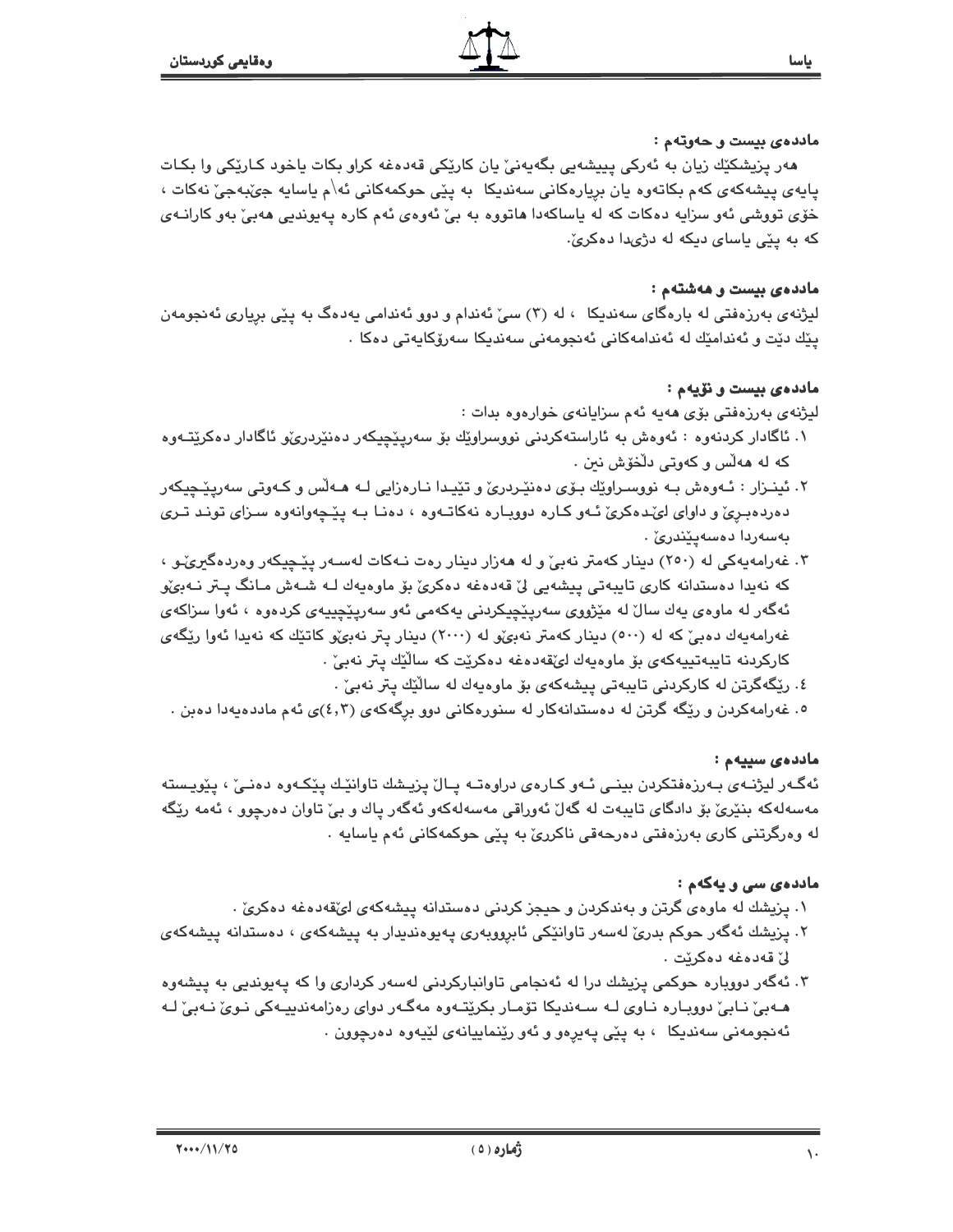**ماددەی بیست و حەوتەم :**

هەر پزیشکێك زیان بە ئەرکی پیشەیی بگەیەنێ یان کارێکی قەدەغە کراو بکات یاخود کـارێکی وا بکـات پایەی پیشەکەی کەم بکاتەوە یان بڕیارەکانی سەندیکا بە پێی حوکمەکانی ئەم یاسایە جێبەجێ نەکات ، خۆی تووشی ئەو سزایە دەکات کە لە یاساکەدا هاتووە بە بێ ئەوەی ئەم کارە پەیوندیی هەبێ بەو کارانـەی کە بە پێی یاسای دیکە لە دژیدا دەکرێ.

**ماددەی بیست و هەشتەم :**

لیژنەی بەرزەفتی لە بارەگای سەندیکا ، لە (٣) سێ ئەندام و دوو ئەندامی یەدەگ بە پێی بڕیاری ئەنجومەن پێك دێت و ئەندامێك لە ئەندامەکانی ئەنجومەنی سەندیکا سەرۆکایەتی دەکا .

**ماددەی بیست و نۆیەم :**

لیژنەی بەرزەفتی بۆی هەیە ئەم سزایانەی خوارەوە بدات :

١. ئاگادار کردنەوە : ئەوەش بە ئاراستەکردنی نووسراوێك بۆ سەرپێچیکەر دەنێردرێو ئاگادار دەکرێتـەوە کە لە هەڵس و کەوتی دڵخۆش نین .

٢. ئینـزار : ئـەوەش بـە نووسـراوێك بـۆی دەنێـردرێ و تێیدا نـارەزایی لـە هـەڵس و کـەوتی سەرپێـچیکەر دەردەبـڕێ و داوای لێدەکرێ ئـەو کـارە دووبـارە نەکاتـەوە ، دەنـا بـە پێـچەوانەوە سـزای تونـد تـری بەسەردا دەسەپێندرێ .

٣. غەرامەیەکی لە (٢٥٠) دینار کەمتر نەبێ و لە هەزار دینار رەت نـەکات لەسـەر پێـچیکەر وەردەگیرێـو ، کە نەیدا دەستدانە کاری تایبەتی پیشەیی لێ قەدەغە دەکرێ بۆ ماوەیەك لـە شـەش مـانگ پـتر نـەبێو ئەگەر لە ماوەی یەك ساڵ لە مێژووی سەرپێچیکردنی یەکەمی ئەو سەرپێچییەی کردەوە ، ئەوا سزاکەی غەرامەیەك دەبێ کە لە (٥٠٠) دینار کەمتر نەبێو لە (٢٠٠٠) دینار پتر نەبێ کاتێك کە نەیدا ئەوا رێگەی کارکردنە تایبەتییەکەی بۆ ماوەیەك لێقەدەغە دەکرێت کە ساڵێك پتر نەبێ .

٤. رێگەگرتن لە کارکردنی تایبەتی پیشەکەی بۆ ماوەیەك لە ساڵێك پتر نەبێ .

٥. غەرامەکردن و رێگە گرتن لە دەستدانەکار لە سنورەکانی دوو بڕگەکەی (٣،٤)ی ئەم ماددەیەدا دەبن .

**ماددەی سییەم :**

ئەگـەر لیژنـەی بـەرزەفتکردن بینـی ئـەو کـارەی دراوەتـە پـاڵ پزیـشك تاوانێـك پێکـەوە دەنـێ ، پێویـستە مەسەلەکە بنێرێ بۆ دادگای تایبەت لە گەڵ ئەوراقی مەسەلەکەو ئەگەر پاك و بێ تاوان دەرچوو ، ئەمە رێگە لە وەرگرتنی کاری بەرزەفتی دەرحەقی ناکرێ بە پێی حوکمەکانی ئەم یاسایە .

**ماددەی سی و یەکەم :**

١. پزیشك لە ماوەی گرتن و بەندکردن و حیجز کردنی دەستدانە پیشەکەی لێقەدەغە دەکرێ .

٢. پزیشك ئەگەر حوکم بدرێ لەسەر تاوانێکی ئابرووبەری پەیوەندیدار بە پیشەکەی ، دەستدانە پیشەکەی لێ قەدەغە دەکرێت .

٣. ئەگەر دووبارە حوکمی پزیشك درا لە ئەنجامی تاوانبارکردنی لەسەر کرداری وا کە پەیوندیی بە پیشەوە هـەبێ نـابێ دووبـارە نـاوی لـە سـەندیکا تۆمـار بکرێتـەوە مەگـەر دوای رەزامەندییـەکی نـوێ نـەبێ لـە ئەنجومەنی سەندیکا ، بە پێی پەیڕەو و ئەو رێنماییانەی لێیەوە دەرچوون .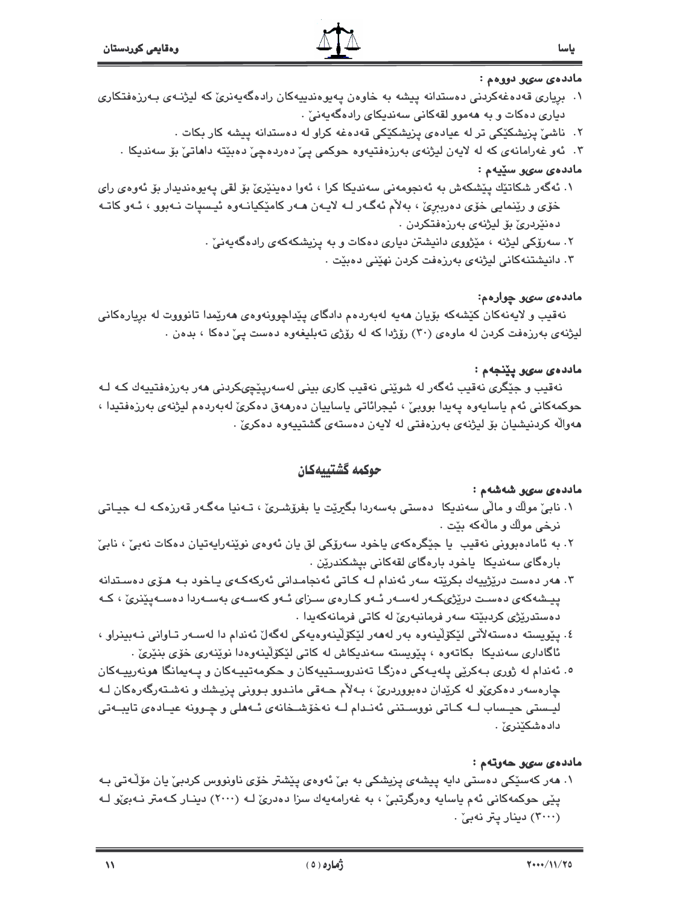**ماددەی سی‌و دووەم :**

١. بڕیاری قەدەغەکردنی دەستدانە پیشە بە خاوەن پەیوەندییەکان ڕادەگەیەنرێ کە لیژنەی بەرزەفتکاری دیاری دەکات و بە هەموو لقەکانی سەندیکای ڕادەگەیەنێ .

٢. ناشێ پزیشکێکی تر لە عیادەی پزیشکێکی قەدەغە کراو لە دەستدانە پیشە کار بکات .

٣. ئەو غەرامانەی کە لە لایەن لیژنەی بەرزەفتیەوە حوکمی پێ دەردەچێ دەبێتە داهاتێ بۆ سەندیکا .

**ماددەی سی‌و سێیەم :**

١. ئەگەر شکاتێك پێشکەش بە ئەنجومەنی سەندیکا کرا ، ئەوا دەینێرێ بۆ لقی پەیوەندیدار بۆ ئەوەی رای خۆی و ڕێنمایی خۆی دەربڕێ ، بەلاّم ئەگەر لە لایەن هەر کامێکیانەوە ئیسپات نەبوو ، ئەو کاتە دەنێردرێ بۆ لیژنەی بەرزەفتکردن .

٢. سەرۆکی لیژنە ، مێژووی دانیشتن دیاری دەکات و بە پزیشکەکەی ڕادەگەیەنێ .

٣. دانیشتنەکانی لیژنەی بەرزەفت کردن نهێنی دەبێت .

**ماددەی سی‌و چوارەم:**

نەقیب و لایەنەکان کێشەکە بۆیان هەیە لەبەردەم دادگای پێداچوونەوەی هەرێمدا تانووت لە بڕیارەکانی لیژنەی بەرزەفت کردن لە ماوەی (٣٠) ڕۆژدا کە لە ڕۆژی تەبلیغەوە دەست پێ دەکا ، بدەن .

**ماددەی سی‌و پێنجەم :**

نەقیب و جێگری نەقیب ئەگەر لە شوێنی نەقیب کاری بینی لەسەرپێچیکردنی هەر بەرزەفتییەك کە لە حوکمەکانی ئەم یاسایەوە پەیدا بووبێ ، ئیجرائاتی یاساییان دەرهەق دەکرێ لەبەردەم لیژنەی بەرزەفتیدا ، هەواڵە کردنیشیان بۆ لیژنەی بەرزەفتی لە لایەن دەستەی گشتییەوە دەکرێ .

## حوکمە گشتییەکان

**ماددەی سی‌و شەشەم :**

١. نابێ موڵك و ماڵی سەندیکا دەستی بەسەردا بگیرێت یا بفرۆشرێ ، تەنیا مەگەر قەرزەکە لە جیاتی نرخی موڵك و ماڵەکە بێت .

٢. بە ئامادەبوونی نەقیب یا جێگرەکەی یاخود سەرۆکی لق یان ئەوەی نوێنەرایەتیان دەکات نەبێ ، نابێ بارەگای سەندیکا یاخود بارەگای لقەکانی بپشکندرێن .

٣. هەر دەست درێژییەك بکرێتە سەر ئەندام لە کاتی ئەنجامدانی ئەرکەکەی یاخود بە هۆی دەستدانە پیشەکەی دەست درێژیکەر لەسەر ئەو کارەی سزای ئەو کەسەی بەسەردا دەسەپێنرێ ، کە دەستدرێژی کردبێتە سەر فرمانبەرێ لە کاتی فرمانەکەیدا .

٤. پێویستە دەستەڵاتی لێکۆڵینەوە بەر لەهەر لێکۆڵینەوەیەکی لەگەڵ ئەندام دا لەسەر تاوانی نەبینراو ، ئاگاداری سەندیکا بکاتەوە ، پێویستە سەندیکاش لە کاتی لێکۆڵینەوەدا نوێنەری خۆی بنێرێ .

٥. ئەندام لە ژوری بەکرێی پلەیەکی دەزگا تەندروستییەکان و حکومەتییەکان و پەیمانگا هونەرییەکان چارەسەر دەکرێ و لە کرێدان دەبووردرێ ، بەلاّم حەقی ماندوو بوونی پزیشك و نەشتەرگەرەکان لە لیستی حیساب لە کاتی نووستنی ئەندام لە نەخۆشخانەی ئەهلی و چوونە عیادەی تایبەتی دادەشکێنرێ .

**ماددەی سی‌و حەوتەم :**

١. هەر کەسێکی دەستی دایە پیشەی پزیشکی بە بێ ئەوەی پێشتر خۆی ناونووس کردبێ یان مۆڵەتی بە پێی حوکمەکانی ئەم یاسایە وەرگرتبێ ، بە غەرامەیەك سزا دەدرێ لە (٢٠٠٠) دینار کەمتر نەبێ‌و لە (٣٠٠٠) دینار پتر نەبێ .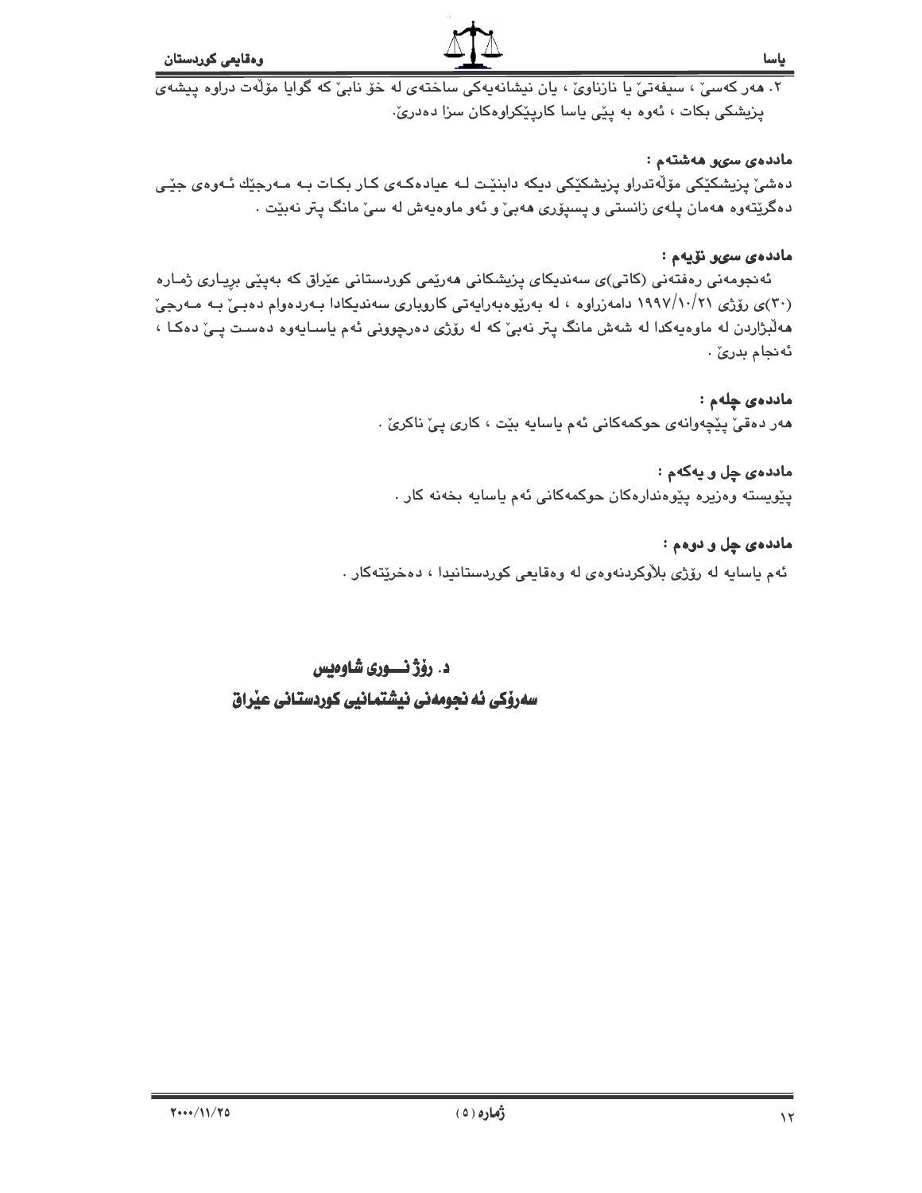٢. هەر کەسێ ، سیفەتێ یا نازناوێ ، یان نیشانەیەکی ساختەی لە خۆ نابێ کە گوایا مۆڵەت دراوە پیشەی پزیشکی بکات ، ئەوە بە پێی یاسا کارپێکراوەکان سزا دەدرێ.

**ماددەی سی‌و هەشتەم :**

دەشێ پزیشکێکی مۆڵەتدراو پزیشکێکی دیکە دابنێت لە عیادەکەی کار بکات بە مەرجێك ئەوەی جێی دەگرێتەوە هەمان پلەی زانستی و پسپۆری هەبێ و ئەو ماوەیەش لە سێ مانگ پتر نەبێت .

**ماددەی سی‌و نۆیەم :**

ئەنجومەنی رەفتەنی (کاتی)ی سەندیکای پزیشکانی هەرێمی کوردستانی عێراق کە بەپێی بریاری ژمارە (٣٠)ی رۆژی ١٩٩٧/١٠/٢١ دامەزراوە ، لە بەرێوەبەرایەتی کاروباری سەندیکادا بەردەوام دەبێ بە مەرجێ هەڵبژاردن لە ماوەیەکدا لە شەش مانگ پتر نەبێ کە لە رۆژی دەرچوونی ئەم یاسایەوە دەست پێ دەکا ، ئەنجام بدرێ .

**ماددەی چلەم :**

هەر دەقێ پێچەوانەی حوکمەکانی ئەم یاسایە بێت ، کاری پێ ناکرێ .

**ماددەی چل و یەکەم :**

پێویستە وەزیرە پێوەندارەکان حوکمەکانی ئەم یاسایە بخەنە کار .

**ماددەی چل و دوەم :**

ئەم یاسایە لە رۆژی بلاوکردنەوەی لە وەقایعی کوردستانیدا ، دەخرێتەکار .

**د. رۆژ نـــوری شاوەیس**

**سەرۆکی ئەنجومەنی نیشتمانیی کوردستانی عێراق**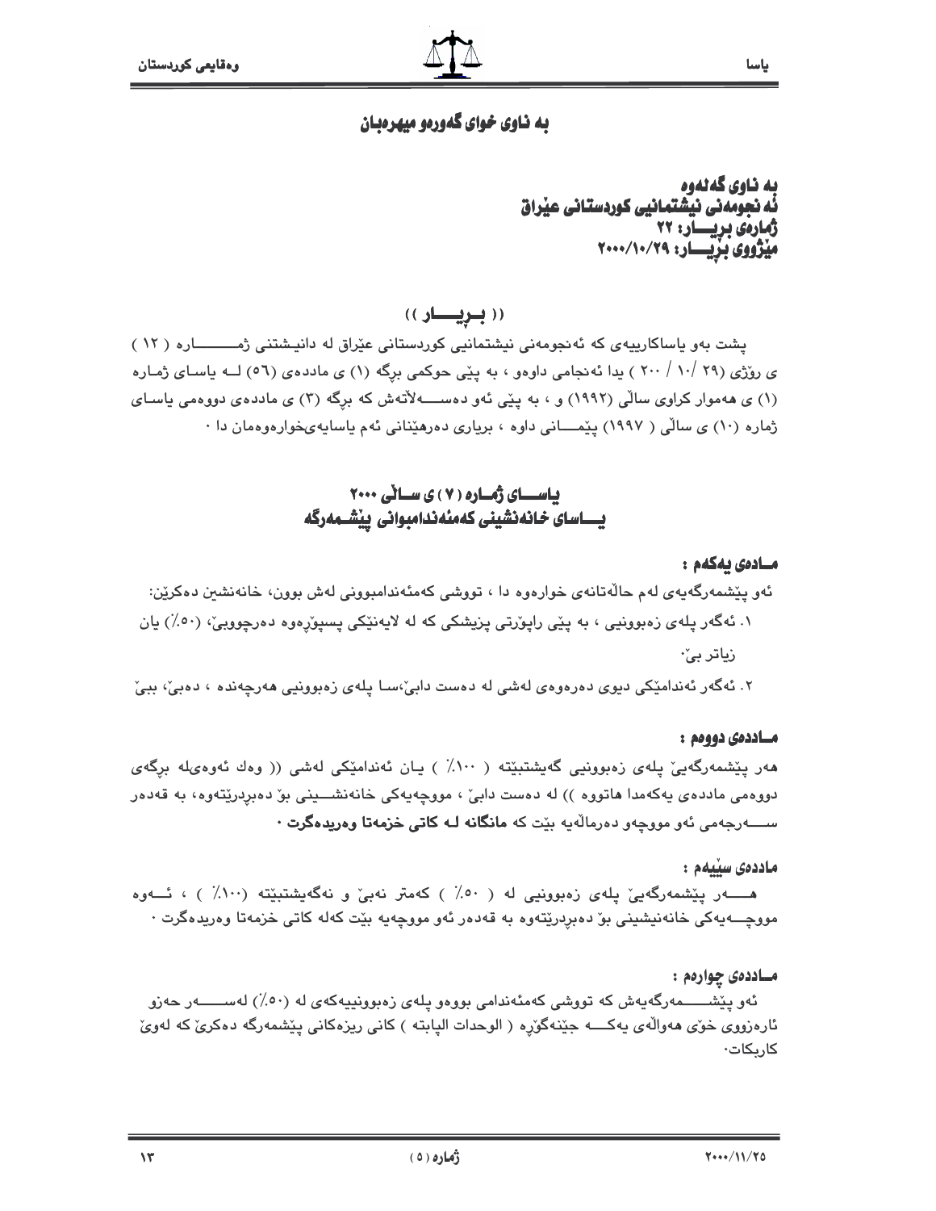# به ناوی خوای گەورەو میهرەبان

**بە ناوی گەلەوە**
**ئەنجومەنی نیشتمانیی کوردستانی عێراق**
**ژمارەی بڕیـــار: ٢٢**
**مێژووی بڕیـــار: ٢٠٠٠/١٠/٢٩**

## (( بــڕیـــار ))

پشت بەو یاساکارییەی کە ئەنجومەنی نیشتمانیی کوردستانی عێراق لە دانیشتنی ژمـــــارە ( ١٢ ) ی ڕۆژی (٢٩ /١٠ / ٢٠٠ ) یدا ئەنجامی داوەو ، بە پێی حوکمی بڕگە (١) ی ماددەی (٥٦) لــە یاسـای ژمـارە (١) ی هەموار کراوی ساڵی (١٩٩٢) و ، بە پێی ئەو دەســـەڵاتەش کە بڕگە (٣) ی ماددەی دووەمی یاسـای ژمارە (١٠) ی ساڵی ( ١٩٩٧) پێمـــانی داوە ، بڕیاری دەرهێنانی ئەم یاسایەیخوارەوەمان دا ٠

## یاســای ژمــارە ( ٧ ) ی ســاڵی ٢٠٠٠
## یـــاسای خانەنشینی کەمئەندامبوانی پێشـمەرگە

### مــادەی یەکەم :

ئەو پێشمەرگەیەی لەم حاڵەتانەی خوارەوە دا ، تووشی کەمئەندامبوونی لەش بوون، خانەنشین دەکرێن:

١. ئەگەر پلەی زەبوونیی ، بە پێی ڕاپۆرتی پزیشکی کە لە لایەنێکی پسپۆڕەوە دەرچووبێ، (٥٠٪) یان زیاتر بێ٠

٢. ئەگەر ئەندامێکی دیوی دەرەوەی لەشی لە دەست دابێ،سا پلەی زەبوونیی هەرچەندە ، دەبێ، ببێ

### مــاددەی دووەم :

هەر پێشمەرگەیێ پلەی زەبوونیی گەیشتبێتە ( ١٠٠٪ ) یـان ئەندامێکی لەشی (( وەك ئەوەیلە بڕگەی دووەمی ماددەی یەکەمدا هاتووە )) لە دەست دابێ ، مووچەیەکی خانەنشـــینی بۆ دەبڕدرێتەوە، بە قەدەر ســـەرجەمی ئەو مووچەو دەرماڵەیە بێت کە **مانگانە لـە کاتی خزمەتا وەریدەگرت ٠**

### ماددەی سێیەم :

هـــەر پێشمەرگەیێ پلەی زەبوونیی لە ( ٥٠٪ ) کەمتر نەبێ و نەگەیشتبێتە (١٠٠٪ ) ، ئـــەوە مووچـــەیەکی خانەنیشینی بۆ دەبڕدرێتەوە بە قەدەر ئەو مووچەیە بێت کەلە کاتی خزمەتا وەریدەگرت ٠

### مــاددەی چوارەم :

ئەو پێشـــــمەرگەیەش کە تووشی کەمئەندامی بووەو پلەی زەبوونییەکەی لە (٥٠٪) لەســـــەر حەزو ئارەزووی خۆی هەواڵەی یەکـــە جێنەگۆڕە ( الوحدات الپابتە ) کانی ڕیزەکانی پێشمەرگە دەکرێ کە لەوێ کاربکات٠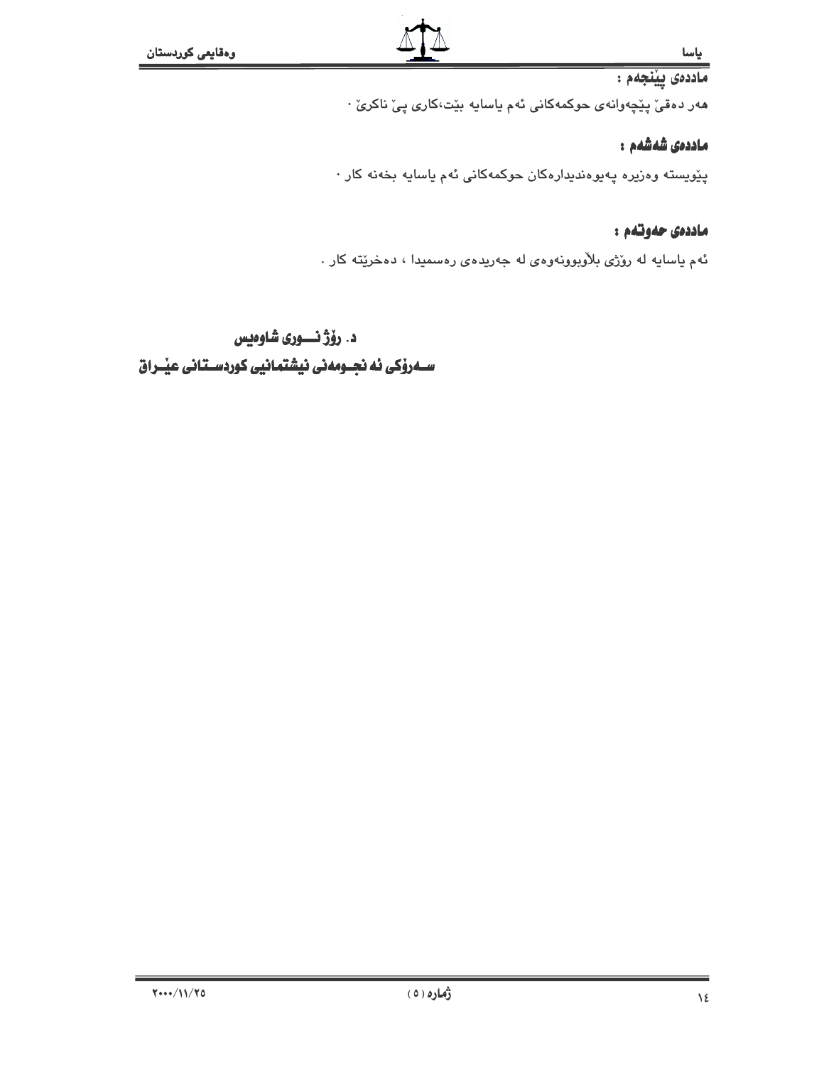## ماددەی پێنجەم :

هەر دەقێ پێچەوانەی حوکمەکانی ئەم یاسایە بێت،کاری پێ ناکرێ ٠

## ماددەی شەشەم :

پێویستە وەزیرە پەیوەندیدارەکان حوکمەکانی ئەم یاسایە بخەنە کار ٠

## ماددەی حەوتەم :

ئەم یاسایە لە رۆژی بلاوبوونەوەی لە جەریدەی رەسمیدا ، دەخرێتە کار .

**د. رۆژ نـــوری شاوەیس**

**ســەرۆکی ئەنجــومەنی نیشتمانیی کوردســتانی عێــراق**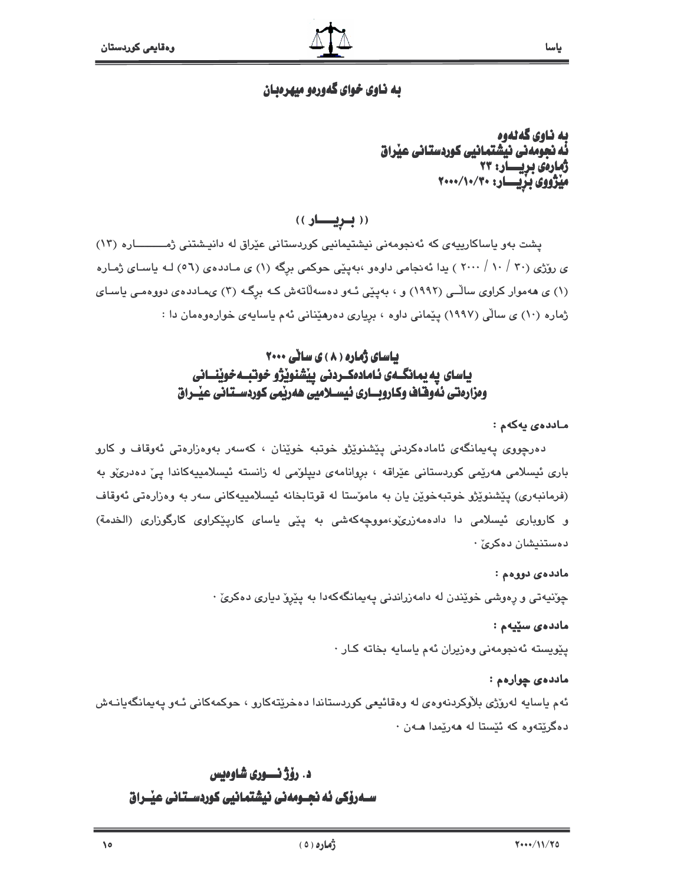# به ناوی خوای گەورەو میهرەبان

**به ناوی گەلەوە**
**ئه نجومەنی نیشتمانیی كوردستانی عێراق**
**ژمارەی بڕیــــار: ٢٣**
**مێژووی بڕیــــار: ٢٠٠٠/١٠/٣٠**

## (( بــڕیـــــار ))

پشت بەو یاساكارییەی كە ئەنجومەنی نیشتیمانیی كوردستانی عێراق لە دانیـشتنی ژمـــــــــارە (١٣) ی ڕۆژی (٣٠ / ١٠ / ٢٠٠٠ ) یدا ئەنجامی داوەو ،بەپێی حوكمی بڕگە (١) ی مـاددەی (٥٦) لـە یاسـای ژمـارە (١) ی هەموار كراوی ساڵــی (١٩٩٢) و ، بەپێی ئـەو دەسەڵاتەش كـە بڕگـە (٣) یمـاددەی دووەمـی یاسـای ژمارە (١٠) ی ساڵی (١٩٩٧) پێمانی داوە ، بڕیاری دەرهێنانی ئەم یاسایەی خوارەوەمان دا :

## یاسای ژمارە ( ٨ ) ی ساڵی ٢٠٠٠
## یاسای پە یمانگــەی ئامادەكــردنی پێشنوێژو خوتبــەخوێنــانی وەزارەتی ئەوقاف وكاروبــاری ئیســلامیی هەرێمی كوردســتانی عێــراق

**مـاددەی یەكەم :**

دەرچووی پەیمانگەی ئامادەكردنی پێشنوێژو خوتبە خوێنان ، كەسەر بەوەزارەتی ئەوقاف و كارو باری ئیسلامی هەرێمی كوردستانی عێراقە ، بڕوانامەی دیپلۆمی لە زانستە ئیسلامییەكاندا پێ دەدرێو بە (فرمانبەری) پێشنوێژو خوتبەخوێن یان بە مامۆستا لە قوتابخانە ئیسلامییەكانی سەر بە وەزارەتی ئەوقاف و كاروباری ئیسلامی دا دادەمەزرێو،مووچەكەشی بە پێی یاسای كارپێكراوی كارگوزاری (الخدمة) دەستنیشان دەكرێ ٠

**ماددەی دووەم :**

چۆنیەتی و ڕەوشی خوێندن لە دامەزراندنی پەیمانگەكەدا بە پێڕۆ دیاری دەكرێ ٠

**ماددەی سێیەم :**

پێویستە ئەنجومەنی وەزیران ئەم یاسایە بخاتە كـار ٠

**ماددەی چوارەم :**

ئەم یاسایە لەرۆژی بلاوكردنەوەی لە وەقائیعی كوردستاندا دەخرێتەكارو ، حوكمەكانی ئـەو پەیمانگەیانـەش دەگرێتەوە كە ئێستا لە هەرێمدا هــەن ٠

**د. رۆژ نـــوری شاوەیس**
**ســەرۆكی ئه نجــومەنی نیشتمانیی كوردســتانی عێــراق**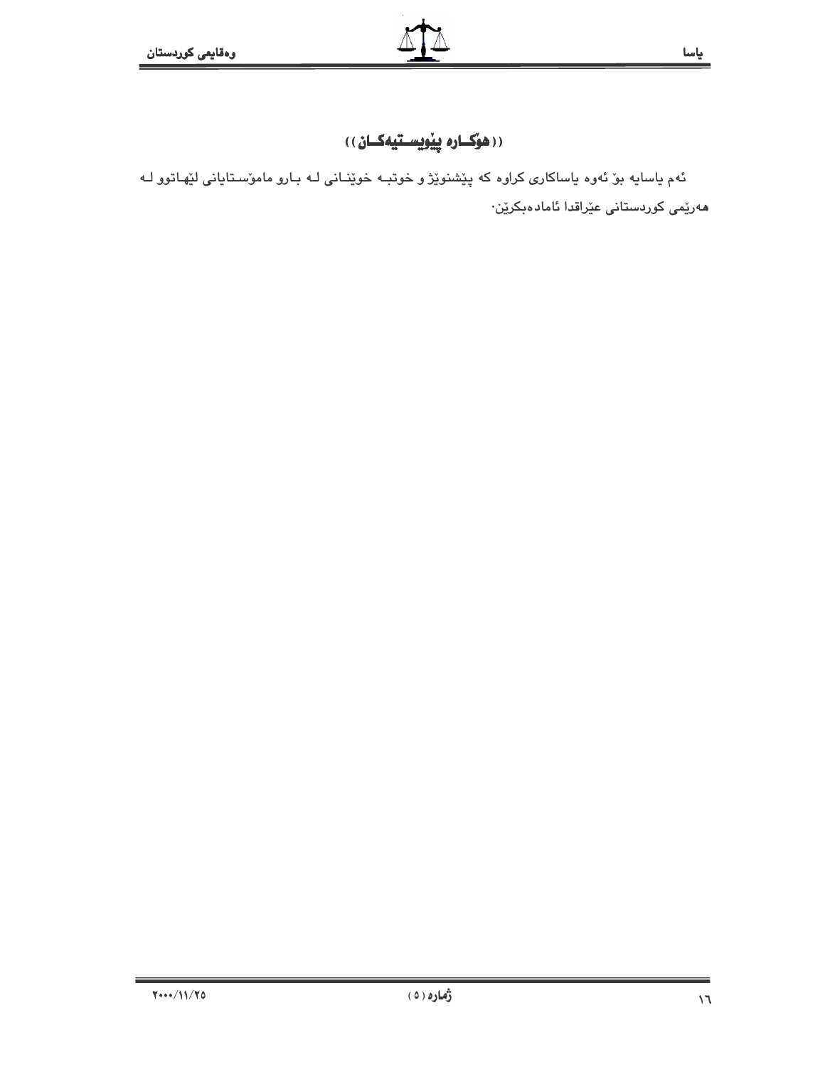## ((هۆکـاره پێویسـتیەکـان))

ئەم یاسایە بۆ ئەوە یاساکاری کراوە کە پێشنوێژ و خوتبـە خوێنـانی لـە بـارو ماموّسـتایانی لێهـاتوو لـە هەرێمی کوردستانی عێراقدا ئامادەبکرێن.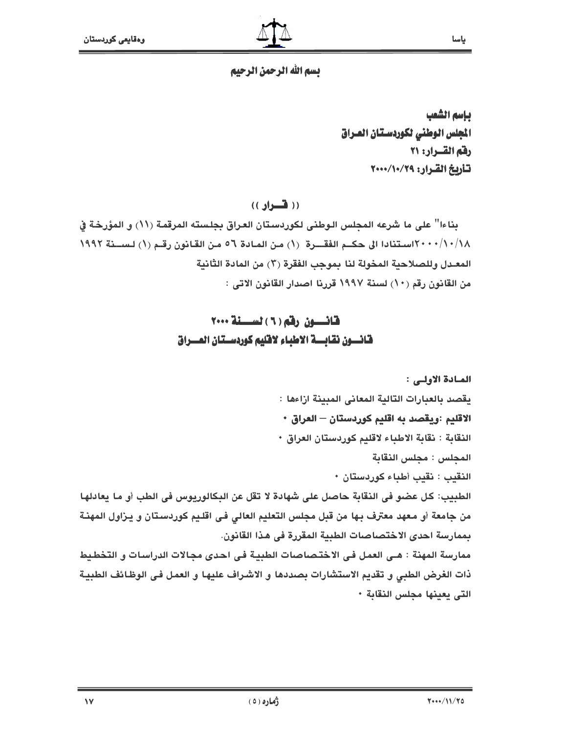بسم الله الرحمن الرحيم

**باسم الشعب**
**المجلس الوطني لكوردستان العراق**
**رقم القرار: ٢١**
**تأريخ القرار: ٢٠٠٠/١٠/٢٩**

**(( قرار ))**

بناءا" على ما شرعه المجلس الوطنى لكوردستان العراق بجلسته المرقمة (١١) و المؤرخة في ٢٠٠٠/١٠/١٨استنادا الى حكم الفقرة (١) من المادة ٥٦ من القانون رقم (١) لسنة ١٩٩٢ المعدل وللصلاحية المخولة لنا بموجب الفقرة (٣) من المادة الثانية من القانون رقم (١٠) لسنة ١٩٩٧ قررنا اصدار القانون الاتى :

## قانون رقم (٦) لسنة ٢٠٠٠
## قانون نقابة الاطباء لاقليم كوردستان العراق

**المادة الاولى :**

يقصد بالعبارات التالية المعانى المبينة ازاءها :

**الاقليم :ويقصد به اقليم كوردستان – العراق ٠**

النقابة : نقابة الاطباء لاقليم كوردستان العراق ٠

المجلس : مجلس النقابة

النقيب : نقيب أطباء كوردستان ٠

الطبيب: كل عضو فى النقابة حاصل على شهادة لا تقل عن البكالوريوس فى الطب أو ما يعادلها من جامعة أو معهد معترف بها من قبل مجلس التعليم العالي فى اقليم كوردستان و يزاول المهنة بممارسة احدى الاختصاصات الطبية المقررة فى هذا القانون.

ممارسة المهنة : هى العمل فى الاختصاصات الطبية فى احدى مجالات الدراسات و التخطيط ذات الغرض الطبي و تقديم الاستشارات بصددها و الاشراف عليها و العمل فى الوظائف الطبية التى يعينها مجلس النقابة ٠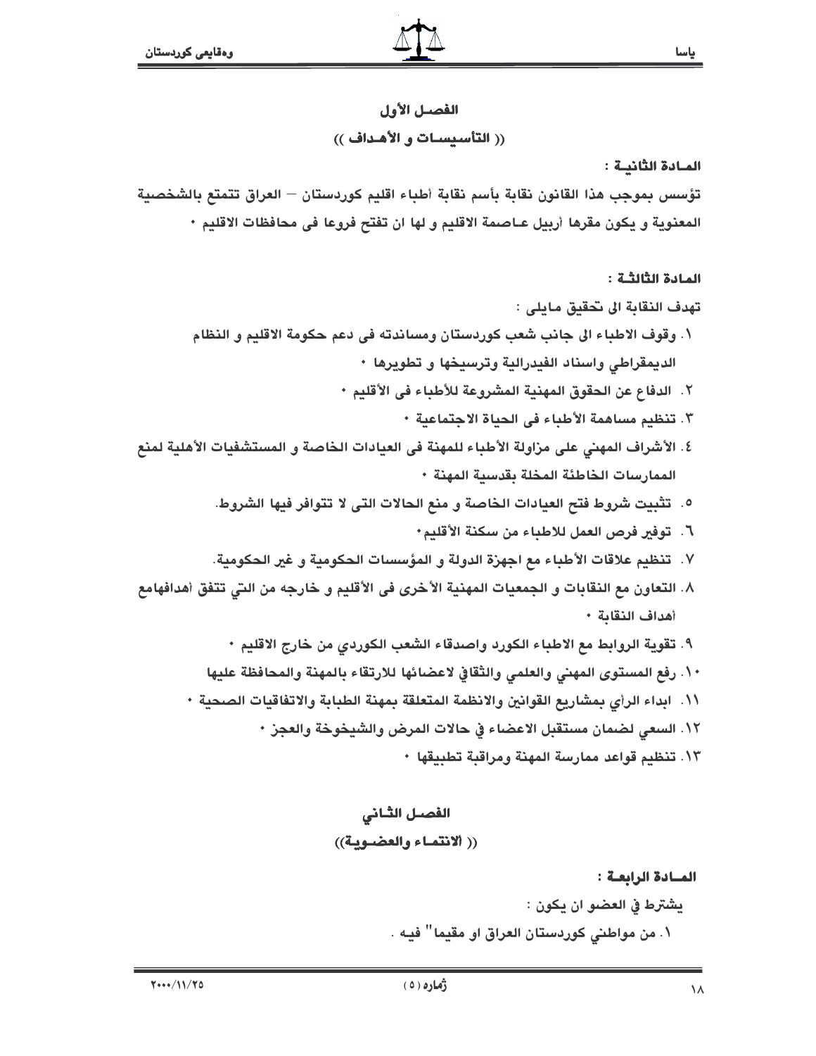## الفصـل الأول

### (( التأسيسـات و الأهـداف ))

**المـادة الثانيـة :**

تؤسس بموجب هذا القانون نقابة بأسم نقابة أطباء اقليم كوردستان – العراق تتمتع بالشخصية المعنوية و يكون مقرها أربيل عـاصمة الاقليم و لها ان تفتح فروعا فى محافظات الاقليم ٠

**المادة الثالثـة :**

تهدف النقابة الى تحقيق مايلى :

١. وقوف الاطباء الى جانب شعب كوردستان ومساندته فى دعم حكومة الاقليم و النظام الديمقراطي واسناد الفيدرالية وترسيخها و تطويرها ٠
٢. الدفاع عن الحقوق المهنية المشروعة للأطباء فى الأقليم ٠
٣. تنظيم مساهمة الأطباء فى الحياة الاجتماعية ٠
٤. الأشراف المهني على مزاولة الأطباء للمهنة فى العيادات الخاصة و المستشفيات الأهلية لمنع الممارسات الخاطئة المخلة بقدسية المهنة ٠
٥. تثبيت شروط فتح العيادات الخاصة و منع الحالات التى لا تتوافر فيها الشروط.
٦. توفير فرص العمل للاطباء من سكنة الأقليم٠
٧. تنظيم علاقات الأطباء مع اجهزة الدولة و المؤسسات الحكومية و غير الحكومية.
٨. التعاون مع النقابات و الجمعيات المهنية الأخرى فى الأقليم و خارجه من التي تتفق أهدافهامع أهداف النقابة ٠
٩. تقوية الروابط مع الاطباء الكورد واصدقاء الشعب الكوردي من خارج الاقليم ٠
١٠. رفع المستوى المهني والعلمي والثقافي لاعضائها للارتقاء بالمهنة والمحافظة عليها
١١. ابداء الرأي بمشاريع القوانين والانظمة المتعلقة بمهنة الطبابة والاتفاقيات الصحية ٠
١٢. السعي لضمان مستقبل الاعضاء في حالات المرض والشيخوخة والعجز ٠
١٣. تنظيم قواعد ممارسة المهنة ومراقبة تطبيقها ٠

## الفصـل الثـاني

### (( الانتمـاء والعضـوية))

**المـادة الرابعـة :**

يشترط في العضو ان يكون :

١. من مواطني كوردستان العراق او مقيما" فيـه .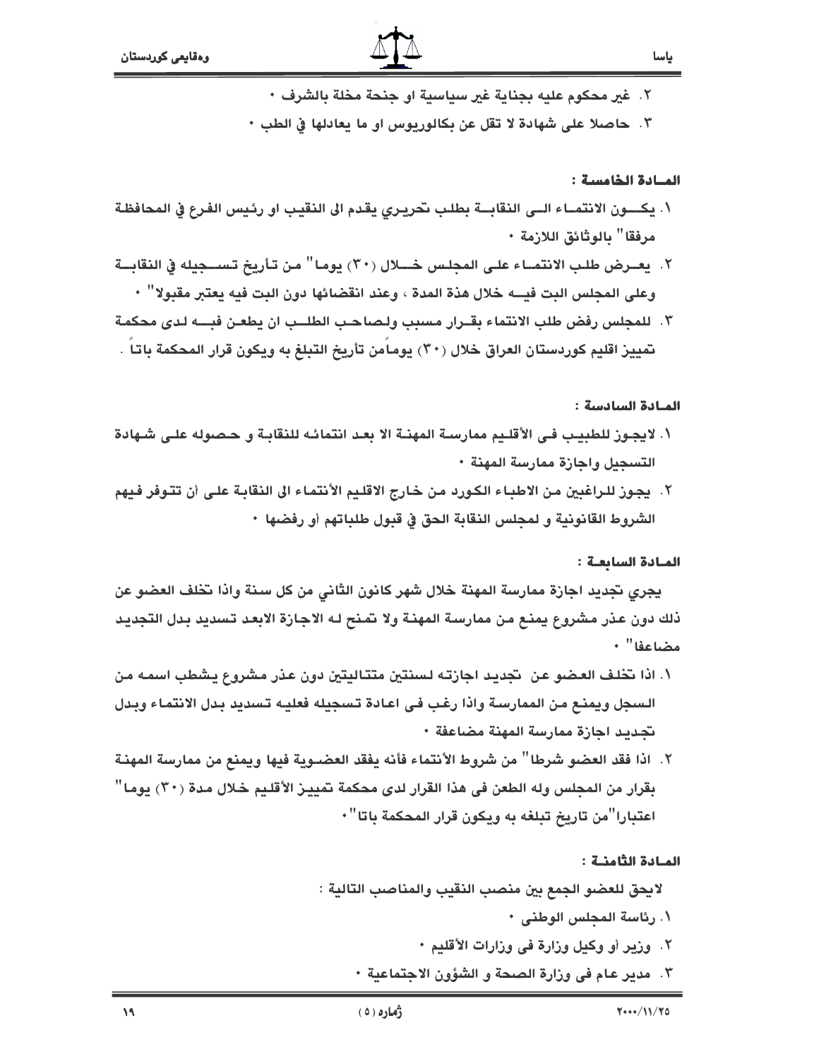٢. غير محكوم عليه بجناية غير سياسية او جنحة مخلة بالشرف ٠

٣. حاصلا على شهادة لا تقل عن بكالوريوس او ما يعادلها في الطب ٠

**المـادة الخامسة :**

١. يكـــون الانتمـاء الـى النقابـة بطلب تحريري يقدم الى النقيب او رئيس الفرع في المحافظة مرفقا" بالوثائق اللازمة ٠

٢. يعـرض طلب الانتمـاء على المجلس خـلال (٣٠) يوما" من تأريخ تسـجيله في النقابـة وعلى المجلس البت فيـه خلال هذة المدة ، وعند انقضائها دون البت فيه يعتبر مقبولا" ٠

٣. للمجلس رفض طلب الانتماء بقـرار مسبب ولصاحب الطلـب ان يطعن فيـه لدى محكمة تمييز اقليم كوردستان العراق خلال (٣٠) يوماًمن تأريخ التبلغ به ويكون قرار المحكمة باتاً .

**المـادة السادسة :**

١. لايجوز للطبيب في الأقليم ممارسة المهنة الا بعد انتمائه للنقابة و حصوله على شهادة التسجيل واجازة ممارسة المهنة ٠

٢. يجوز للراغبين من الاطباء الكورد من خارج الاقليم الأنتماء الى النقابة على أن تتوفر فيهم الشروط القانونية و لمجلس النقابة الحق في قبول طلباتهم أو رفضها ٠

**المـادة السابعـة :**

يجري تجديد اجازة ممارسة المهنة خلال شهر كانون الثاني من كل سنة واذا تخلف العضو عن ذلك دون عذر مشروع يمنع من ممارسة المهنة ولا تمنح له الاجازة الابعد تسديد بدل التجديد مضاعفا" ٠

١. اذا تخلف العضو عن تجديد اجازته لسنتين متتاليتين دون عذر مشروع يشطب اسمه من السجل ويمنع من الممارسة واذا رغب في اعادة تسجيله فعليه تسديد بدل الانتماء وبدل تجديد اجازة ممارسة المهنة مضاعفة ٠

٢. اذا فقد العضو شرطا" من شروط الأنتماء فأنه يفقد العضوية فيها ويمنع من ممارسة المهنة بقرار من المجلس وله الطعن في هذا القرار لدى محكمة تمييز الأقليم خلال مدة (٣٠) يوما" اعتبارا"من تاريخ تبلغه به ويكون قرار المحكمة باتا"٠

**المـادة الثامنـة :**

لايحق للعضو الجمع بين منصب النقيب والمناصب التالية :

١. رئاسة المجلس الوطني ٠

٢. وزير أو وكيل وزارة في وزارات الأقليم ٠

٣. مدير عام في وزارة الصحة و الشؤون الاجتماعية ٠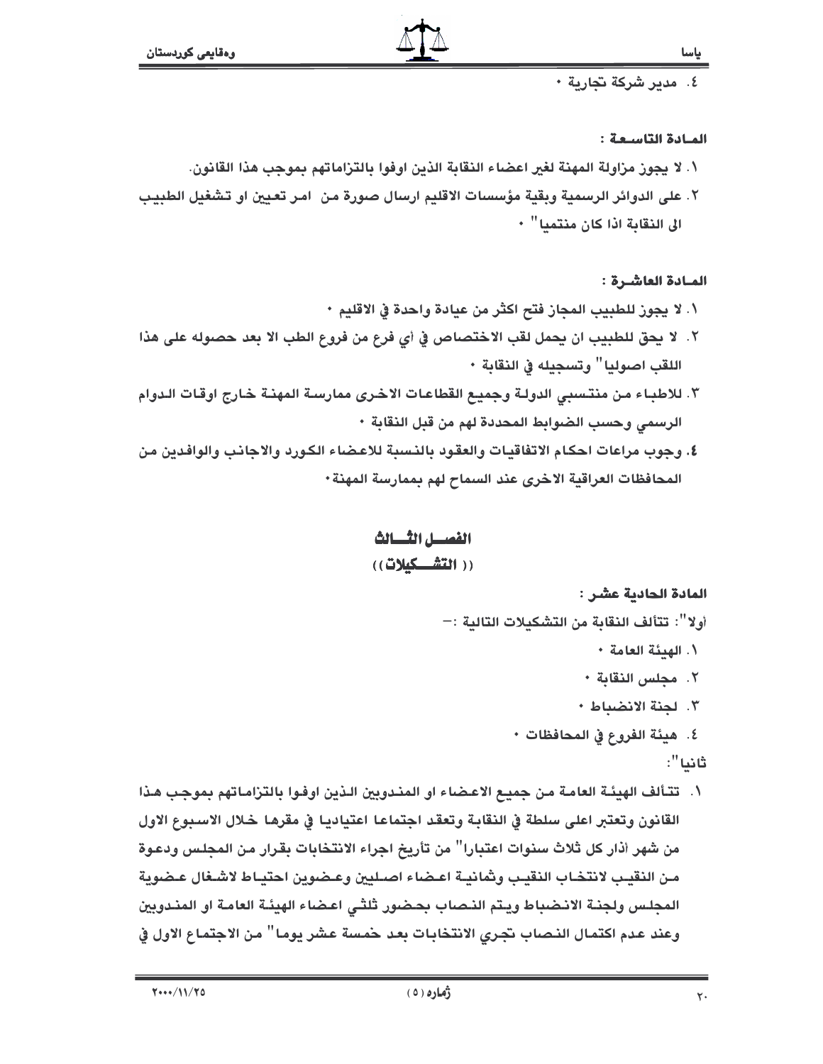٤. مدير شركة تجارية ٠

**المـادة التاسـعة :**

١. لا يجوز مزاولة المهنة لغير اعضاء النقابة الذين اوفوا بالتزاماتهم بموجب هذا القانون.

٢. على الدوائر الرسمية وبقية مؤسسات الاقليم ارسال صورة من امر تعيين او تشغيل الطبيب الى النقابة اذا كان منتميا" ٠

**المـادة العاشـرة :**

١. لا يجوز للطبيب المجاز فتح اكثر من عيادة واحدة في الاقليم ٠

٢. لا يحق للطبيب ان يحمل لقب الاختصاص في أي فرع من فروع الطب الا بعد حصوله على هذا اللقب اصوليا" وتسجيله في النقابة ٠

٣. للاطباء من منتسبي الدولة وجميع القطاعات الاخرى ممارسة المهنة خارج اوقات الدوام الرسمي وحسب الضوابط المحددة لهم من قبل النقابة ٠

٤. وجوب مراعات احكام الاتفاقيات والعقود بالنسبة للاعضاء الكورد والاجانب والوافدين من المحافظات العراقية الاخرى عند السماح لهم بممارسة المهنة٠

## الفصـــل الثـــالث

## (( التشـــكيلات ))

**المادة الحادية عشر :**

أولا": تتألف النقابة من التشكيلات التالية :-

١. الهيئة العامة ٠

٢. مجلس النقابة ٠

٣. لجنة الانضباط ٠

٤. هيئة الفروع في المحافظات ٠

ثانيا":

١. تتألف الهيئة العامة من جميع الاعضاء او المندوبين الذين اوفوا بالتزاماتهم بموجب هذا القانون وتعتبر اعلى سلطة في النقابة وتعقد اجتماعا اعتياديا في مقرها خلال الاسبوع الاول من شهر أذار كل ثلاث سنوات اعتبارا" من تأريخ اجراء الانتخابات بقرار من المجلس ودعوة من النقيب لانتخاب النقيب وثمانية اعضاء اصليين وعضوين احتياط لاشغال عضوية المجلس ولجنة الانضباط ويتم النصاب بحضور ثلثي اعضاء الهيئة العامة او المندوبين وعند عدم اكتمال النصاب تجري الانتخابات بعد خمسة عشر يوما" من الاجتماع الاول في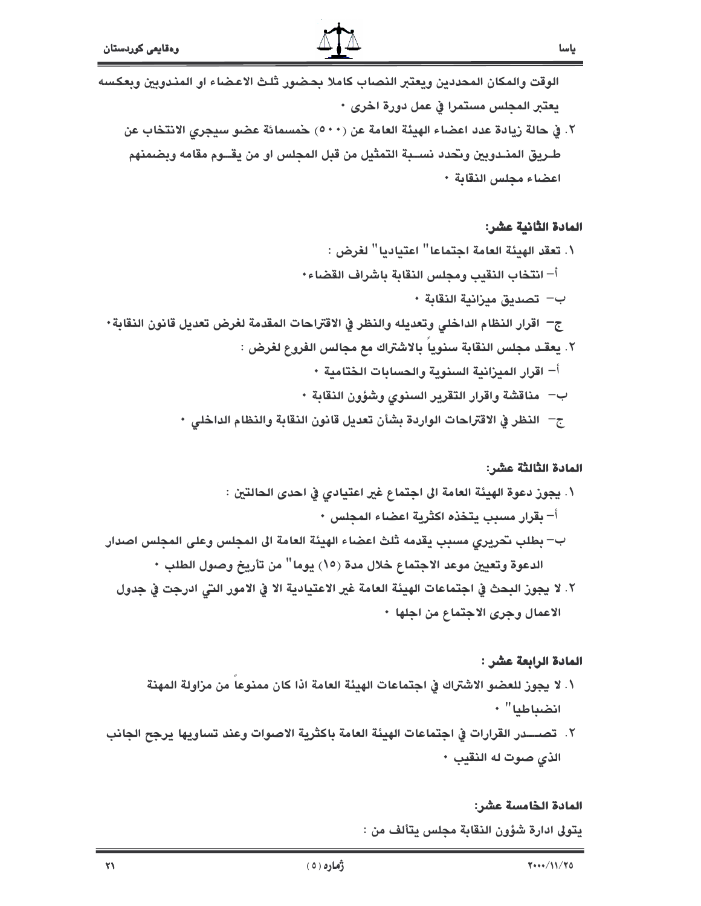الوقت والمكان المحددين ويعتبر النصاب كاملا بحضور ثلث الاعضاء او المندوبين وبعكسه يعتبر المجلس مستمرا في عمل دورة اخرى ٠

٢. في حالة زيادة عدد اعضاء الهيئة العامة عن (٥٠٠) خمسمائة عضو سيجري الانتخاب عن طريق المندوبين وتحدد نسبة التمثيل من قبل المجلس او من يقوم مقامه وبضمنهم اعضاء مجلس النقابة ٠

**المادة الثانية عشر:**

١. تعقد الهيئة العامة اجتماعا" اعتياديا" لغرض :

أ- انتخاب النقيب ومجلس النقابة باشراف القضاء٠

ب- تصديق ميزانية النقابة ٠

ج- اقرار النظام الداخلي وتعديله والنظر في الاقتراحات المقدمة لغرض تعديل قانون النقابة٠

٢. يعقد مجلس النقابة سنوياً بالاشتراك مع مجالس الفروع لغرض :

أ- اقرار الميزانية السنوية والحسابات الختامية ٠

ب- مناقشة واقرار التقرير السنوي وشؤون النقابة ٠

ج- النظر في الاقتراحات الواردة بشأن تعديل قانون النقابة والنظام الداخلي ٠

**المادة الثالثة عشر:**

١. يجوز دعوة الهيئة العامة الى اجتماع غير اعتيادي في احدى الحالتين :

أ- بقرار مسبب يتخذه اكثرية اعضاء المجلس ٠

ب- بطلب تحريري مسبب يقدمه ثلث اعضاء الهيئة العامة الى المجلس وعلى المجلس اصدار الدعوة وتعيين موعد الاجتماع خلال مدة (١٥) يوما" من تأريخ وصول الطلب ٠

٢. لا يجوز البحث في اجتماعات الهيئة العامة غير الاعتيادية الا في الامور التي ادرجت في جدول الاعمال وجرى الاجتماع من اجلها ٠

**المادة الرابعة عشر :**

١. لا يجوز للعضو الاشتراك في اجتماعات الهيئة العامة اذا كان ممنوعاً من مزاولة المهنة انضباطيا" ٠

٢. تصدر القرارات في اجتماعات الهيئة العامة باكثرية الاصوات وعند تساويها يرجح الجانب الذي صوت له النقيب ٠

**المادة الخامسة عشر:**

يتولى ادارة شؤون النقابة مجلس يتألف من :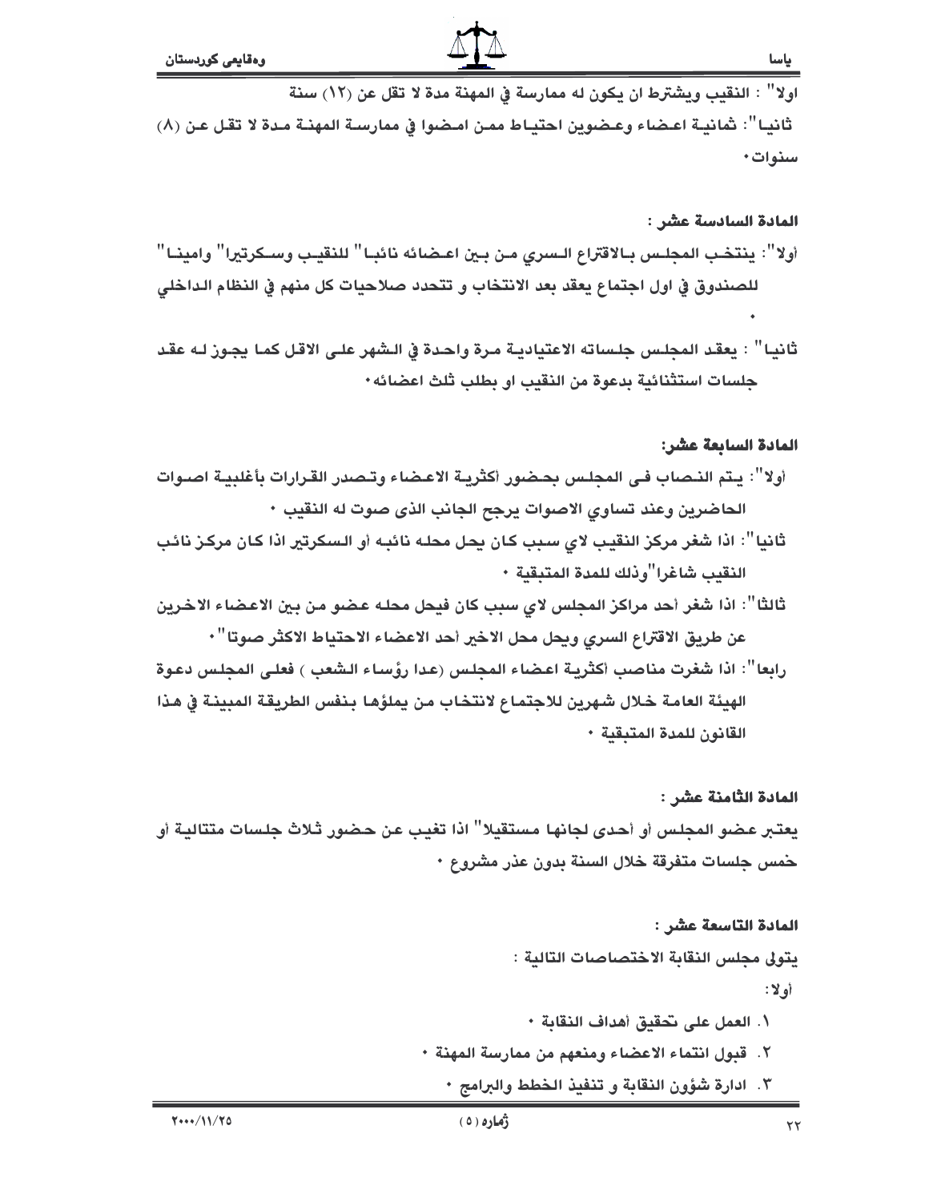اولا" : النقيب ويشترط ان يكون له ممارسة في المهنة مدة لا تقل عن (١٢) سنة

ثانيا": ثمانية اعضاء وعضوين احتياط ممن امضوا في ممارسة المهنة مدة لا تقل عن (٨) سنوات٠

**المادة السادسة عشر :**

أولا": ينتخب المجلس بالاقتراع السري من بين اعضائه نائبا" للنقيب وسكرتيرا" وامينا" للصندوق في اول اجتماع يعقد بعد الانتخاب و تتحدد صلاحيات كل منهم في النظام الداخلي ٠

ثانيا" : يعقد المجلس جلساته الاعتيادية مرة واحدة في الشهر على الاقل كما يجوز له عقد جلسات استثنائية بدعوة من النقيب او بطلب ثلث اعضائه٠

**المادة السابعة عشر:**

أولا": يتم النصاب فى المجلس بحضور أكثرية الاعضاء وتصدر القرارات بأغلبية اصوات الحاضرين وعند تساوي الاصوات يرجح الجانب الذى صوت له النقيب ٠

ثانيا": اذا شغر مركز النقيب لاي سبب كان يحل محله نائبه أو السكرتير اذا كان مركز نائب النقيب شاغرا"وذلك للمدة المتبقية ٠

ثالثا": اذا شغر أحد مراكز المجلس لاي سبب كان فيحل محله عضو من بين الاعضاء الاخرين عن طريق الاقتراع السري ويحل محل الاخير أحد الاعضاء الاحتياط الاكثر صوتا"٠

رابعا": اذا شغرت مناصب أكثرية اعضاء المجلس (عدا رؤساء الشعب ) فعلى المجلس دعوة الهيئة العامة خلال شهرين للاجتماع لانتخاب من يملؤها بنفس الطريقة المبينة في هذا القانون للمدة المتبقية ٠

**المادة الثامنة عشر :**

يعتبر عضو المجلس أو أحدى لجانها مستقيلا" اذا تغيب عن حضور ثلاث جلسات متتالية أو خمس جلسات متفرقة خلال السنة بدون عذر مشروع ٠

**المادة التاسعة عشر :**

يتولى مجلس النقابة الاختصاصات التالية :

أولا:

١. العمل على تحقيق أهداف النقابة ٠
٢. قبول انتماء الاعضاء ومنعهم من ممارسة المهنة ٠
٣. ادارة شؤون النقابة و تنفيذ الخطط والبرامج ٠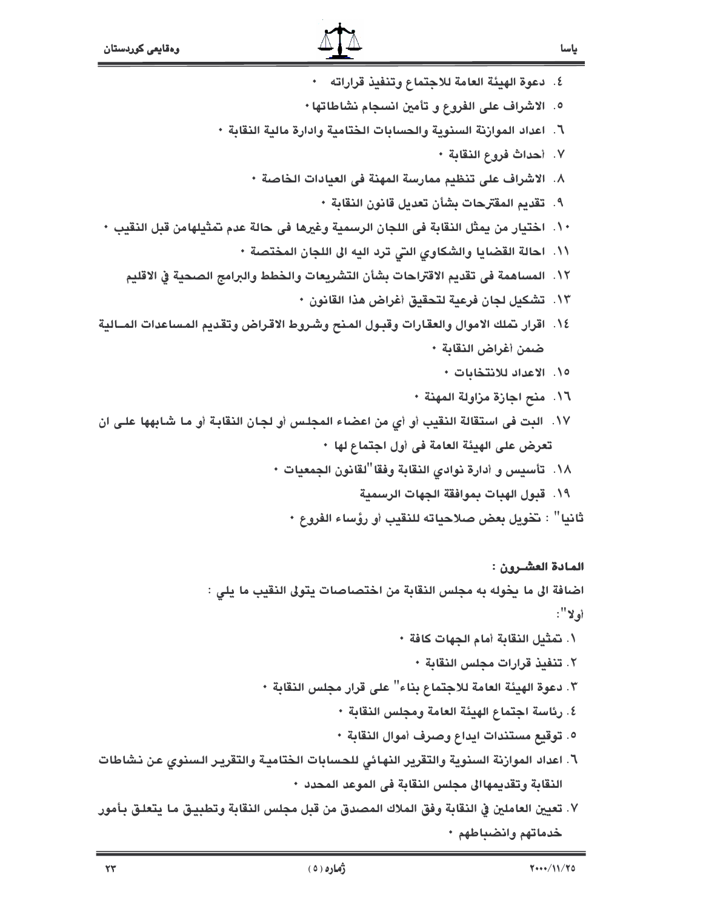٤. دعوة الهيئة العامة للاجتماع وتنفيذ قراراته ٠
٥. الاشراف على الفروع و تأمين انسجام نشاطاتها٠
٦. اعداد الموازنة السنوية والحسابات الختامية وادارة مالية النقابة ٠
٧. أحداث فروع النقابة ٠
٨. الاشراف على تنظيم ممارسة المهنة فى العيادات الخاصة ٠
٩. تقديم المقترحات بشأن تعديل قانون النقابة ٠
١٠. اختيار من يمثل النقابة فى اللجان الرسمية وغيرها فى حالة عدم تمثيلهامن قبل النقيب ٠
١١. احالة القضايا والشكاوي التي ترد اليه الى اللجان المختصة ٠
١٢. المساهمة فى تقديم الاقتراحات بشأن التشريعات والخطط والبرامج الصحية في الاقليم
١٣. تشكيل لجان فرعية لتحقيق أغراض هذا القانون ٠
١٤. اقرار تملك الاموال والعقارات وقبول المنح وشروط الاقراض وتقديم المساعدات المالية ضمن أغراض النقابة ٠
١٥. الاعداد للانتخابات ٠
١٦. منح اجازة مزاولة المهنة ٠
١٧. البت فى استقالة النقيب أو أي من اعضاء المجلس أو لجان النقابة أو ما شابهها على ان تعرض على الهيئة العامة فى أول اجتماع لها ٠
١٨. تأسيس و أدارة نوادي النقابة وفقا"لقانون الجمعيات ٠
١٩. قبول الهبات بموافقة الجهات الرسمية

ثانيا" : تخويل بعض صلاحياته للنقيب أو رؤساء الفروع ٠

**المادة العشـرون :**

اضافة الى ما يخوله به مجلس النقابة من اختصاصات يتولى النقيب ما يلي :

أولا":

١. تمثيل النقابة أمام الجهات كافة ٠
٢. تنفيذ قرارات مجلس النقابة ٠
٣. دعوة الهيئة العامة للاجتماع بناء" على قرار مجلس النقابة ٠
٤. رئاسة اجتماع الهيئة العامة ومجلس النقابة ٠
٥. توقيع مستندات ايداع وصرف أموال النقابة ٠
٦. اعداد الموازنة السنوية والتقرير النهائي للحسابات الختامية والتقرير السنوي عن نشاطات النقابة وتقديمهاالى مجلس النقابة فى الموعد المحدد ٠
٧. تعيين العاملين في النقابة وفق الملاك المصدق من قبل مجلس النقابة وتطبيق ما يتعلق بأمور خدماتهم وانضباطهم ٠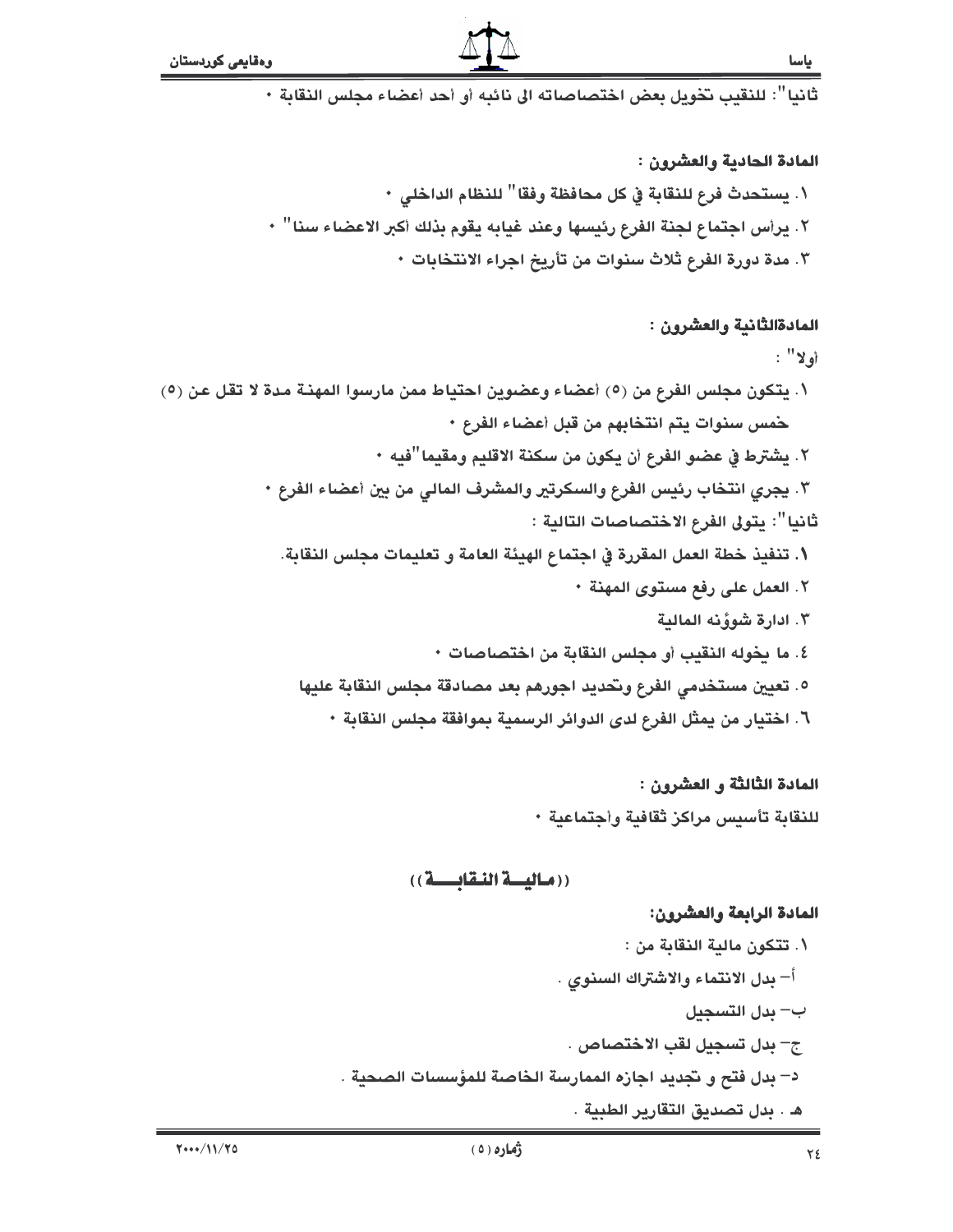ثانيا": للنقيب تخويل بعض اختصاصاته الى نائبه أو أحد أعضاء مجلس النقابة ٠

**المادة الحادية والعشرون :**

١. يستحدث فرع للنقابة في كل محافظة وفقا" للنظام الداخلي ٠

٢. يرأس اجتماع لجنة الفرع رئيسها وعند غيابه يقوم بذلك أكبر الاعضاء سنا" ٠

٣. مدة دورة الفرع ثلاث سنوات من تأريخ اجراء الانتخابات ٠

**المادةالثانية والعشرون :**

أولا" :

١. يتكون مجلس الفرع من (٥) أعضاء وعضوين احتياط ممن مارسوا المهنة مدة لا تقل عن (٥) خمس سنوات يتم انتخابهم من قبل أعضاء الفرع ٠

٢. يشترط في عضو الفرع أن يكون من سكنة الاقليم ومقيما"فيه ٠

٣. يجري انتخاب رئيس الفرع والسكرتير والمشرف المالي من بين أعضاء الفرع ٠

ثانيا": يتولى الفرع الاختصاصات التالية :

١. تنفيذ خطة العمل المقررة في اجتماع الهيئة العامة و تعليمات مجلس النقابة.

٢. العمل على رفع مستوى المهنة ٠

٣. ادارة شوؤنه المالية

٤. ما يخوله النقيب أو مجلس النقابة من اختصاصات ٠

٥. تعيين مستخدمي الفرع وتحديد اجورهم بعد مصادقة مجلس النقابة عليها

٦. اختيار من يمثل الفرع لدى الدوائر الرسمية بموافقة مجلس النقابة ٠

**المادة الثالثة و العشرون :**

للنقابة تأسيس مراكز ثقافية وأجتماعية ٠

## ((ماليــة النقابــة))

**المادة الرابعة والعشرون:**

١. تتكون مالية النقابة من :

أ- بدل الانتماء والاشتراك السنوي .

ب- بدل التسجيل

ج- بدل تسجيل لقب الاختصاص .

د- بدل فتح و تجديد اجازه الممارسة الخاصة للمؤسسات الصحية .

هـ . بدل تصديق التقارير الطبية .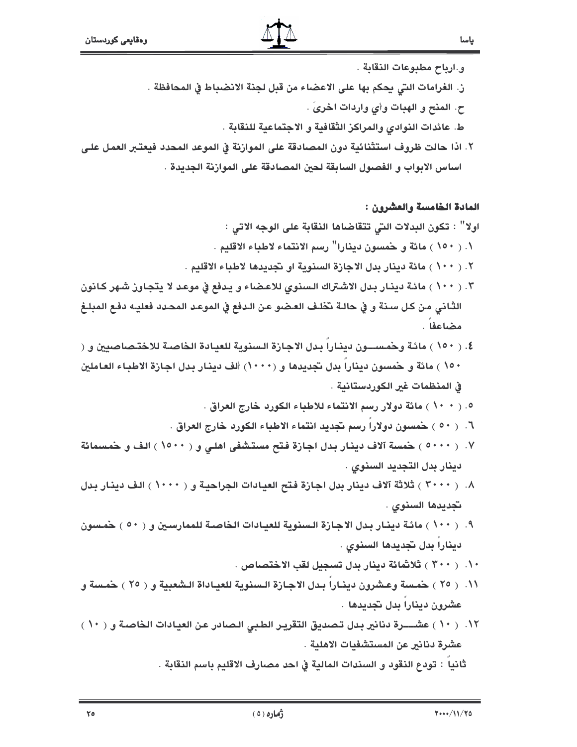و.ارباح مطبوعات النقابة .

ز. الغرامات التي يحكم بها على الاعضاء من قبل لجنة الانضباط في المحافظة .

ح. المنح و الهبات وأي واردات اخرىَ .

ط. عائدات النوادي والمراكز الثقافية و الاجتماعية للنقابة .

٢. اذا حالت ظروف استثنائية دون المصادقة على الموازنة في الموعد المحدد فيعتبر العمل على اساس الابواب و الفصول السابقة لحين المصادقة على الموازنة الجديدة .

**المادة الخامسة والعشرون :**

اولا" : تكون البدلات التي تتقاضاها النقابة على الوجه الاتي :

١. ( ١٥٠ ) مائة و خمسون دينارا" رسم الانتماء لاطباء الاقليم .

٢. ( ١٠٠ ) مائة دينار بدل الاجازة السنوية او تجديدها لاطباء الاقليم .

٣. ( ١٠٠ ) مائة دينار بدل الاشتراك السنوي للاعضاء و يدفع في موعد لا يتجاوز شهر كانون الثاني من كل سنة و في حالة تخلف العضو عن الدفع في الموعد المحدد فعليه دفع المبلغ مضاعفاً .

٤. ( ١٥٠ ) مائة وخمســـون ديناراً بدل الاجازة السنوية للعيادة الخاصة للاختصاصيين و ( ١٥٠ ) مائة و خمسون ديناراً بدل تجديدها و (١٠٠٠) ألف دينار بدل اجازة الاطباء العاملين في المنظمات غير الكوردستانية .

٥. ( ١٠٠ ) مائة دولار رسم الانتماء للاطباء الكورد خارج العراق .

٦. ( ٥٠ ) خمسون دولاراً رسم تجديد انتماء الاطباء الكورد خارج العراق .

٧. ( ٥٠٠٠ ) خمسة آلاف دينار بدل اجازة فتح مستشفى اهلي و ( ١٥٠٠ ) الف و خمسمائة دينار بدل التجديد السنوي .

٨. ( ٣٠٠٠ ) ثلاثة آلاف دينار بدل اجازة فتح العيادات الجراحية و ( ١٠٠٠ ) الف دينار بدل تجديدها السنوي .

٩. ( ١٠٠ ) مائة دينار بدل الاجازة السنوية للعيادات الخاصة للممارسين و ( ٥٠ ) خمسون ديناراً بدل تجديدها السنوي .

١٠. ( ٣٠٠ ) ثلاثمائة دينار بدل تسجيل لقب الاختصاص .

١١. ( ٢٥ ) خمسة وعشرون ديناراً بدل الاجازة السنوية للعياداة الشعبية و ( ٢٥ ) خمسة و عشرون ديناراً بدل تجديدها .

١٢. ( ١٠ ) عشـــرة دنانير بدل تصديق التقرير الطبي الصادر عن العيادات الخاصة و ( ١٠ ) عشرة دنانير عن المستشفيات الاهلية .

ثانياً : تودع النقود و السندات المالية في احد مصارف الاقليم باسم النقابة .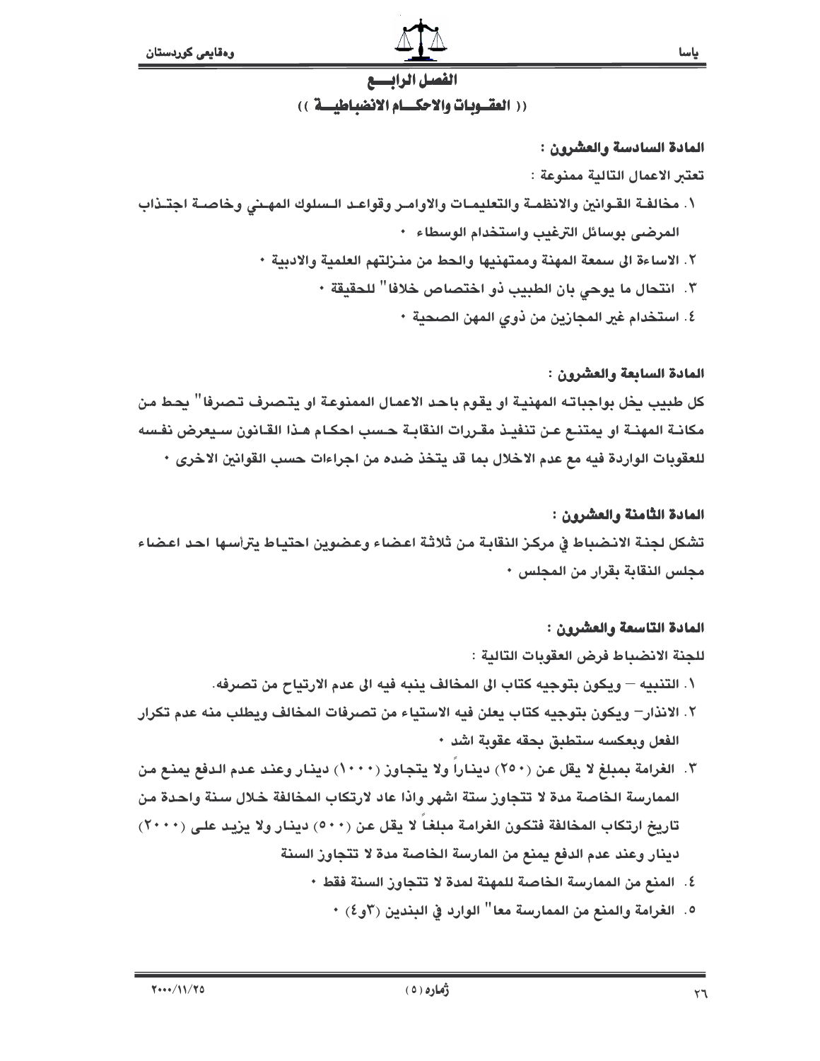## الفصل الرابـــع

### (( العقـوبات والاحكـــام الانضباطيـــة ))

**المادة السادسة والعشرون :**

تعتبر الاعمال التالية ممنوعة :

١. مخالفـة القـوانين والانظمـة والتعليمـات والاوامـر وقواعـد الـسلوك المهـني وخاصـة اجتـذاب المرضى بوسائل الترغيب واستخدام الوسطاء ٠
٢. الاساءة الى سمعة المهنة وممتهنيها والحط من منـزلتهم العلمية والادبية ٠
٣. انتحال ما يوحي بان الطبيب ذو اختصاص خلافا" للحقيقة ٠
٤. استخدام غير المجازين من ذوي المهن الصحية ٠

**المادة السابعة والعشرون :**

كل طبيب يخل بواجباته المهنية او يقوم باحد الاعمال الممنوعة او يتصرف تصرفا" يحط من مكانـة المهنـة او يمتنـع عـن تنفيـذ مقـررات النقابـة حـسب احكـام هـذا القـانون سـيعرض نفسه للعقوبات الواردة فيه مع عدم الاخلال بما قد يتخذ ضده من اجراءات حسب القوانين الاخرى ٠

**المادة الثامنة والعشرون :**

تشكل لجنة الانضباط في مركز النقابة من ثلاثة اعضاء وعضوين احتياط يترأسها احد اعضاء مجلس النقابة بقرار من المجلس ٠

**المادة التاسعة والعشرون :**

للجنة الانضباط فرض العقوبات التالية :

١. التنبيه – ويكون بتوجيه كتاب الى المخالف ينبه فيه الى عدم الارتياح من تصرفه.
٢. الانذار– ويكون بتوجيه كتاب يعلن فيه الاستياء من تصرفات المخالف ويطلب منه عدم تكرار الفعل وبعكسه ستطبق بحقه عقوبة اشد ٠
٣. الغرامة بمبلغ لا يقل عن (٢٥٠) ديناراً ولا يتجاوز (١٠٠٠) دينار وعند عدم الدفع يمنع من الممارسة الخاصة مدة لا تتجاوز ستة اشهر واذا عاد لارتكاب المخالفة خلال سنة واحدة من تاريخ ارتكاب المخالفة فتكون الغرامة مبلغاً لا يقل عن (٥٠٠) دينار ولا يزيد على (٢٠٠٠) دينار وعند عدم الدفع يمنع من المارسة الخاصة مدة لا تتجاوز السنة
٤. المنع من الممارسة الخاصة للمهنة لمدة لا تتجاوز السنة فقط ٠
٥. الغرامة والمنع من الممارسة معا" الوارد في البندين (٣و٤) ٠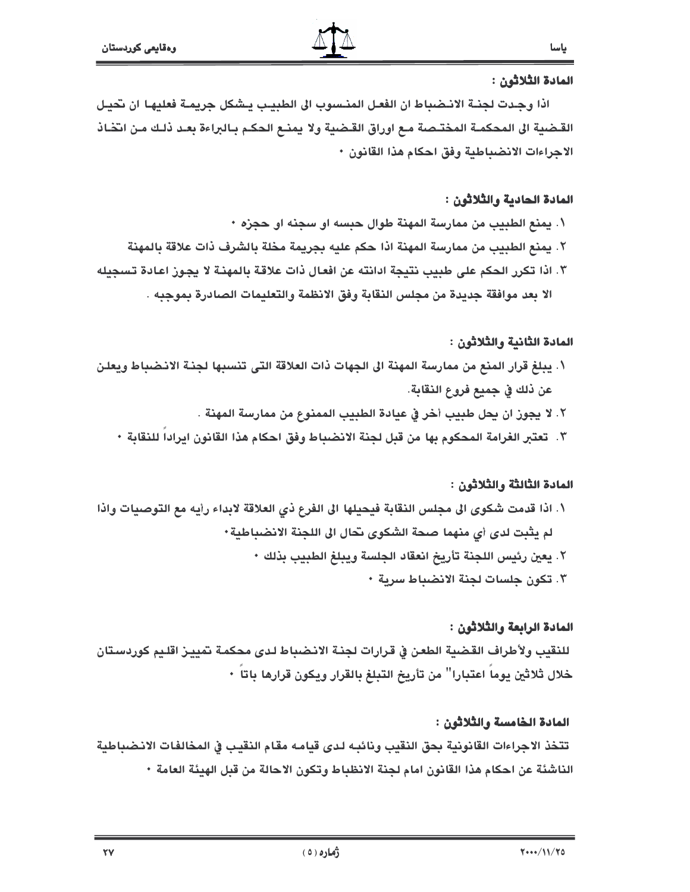**المادة الثلاثون :**

اذا وجدت لجنة الانضباط ان الفعل المنسوب الى الطبيب يشكل جريمة فعليها ان تحيل القضية الى المحكمة المختصة مع اوراق القضية ولا يمنع الحكم بالبراءة بعد ذلك من اتخاذ الاجراءات الانضباطية وفق احكام هذا القانون ٠

**المادة الحادية والثلاثون :**

١. يمنع الطبيب من ممارسة المهنة طوال حبسه او سجنه او حجزه ٠
٢. يمنع الطبيب من ممارسة المهنة اذا حكم عليه بجريمة مخلة بالشرف ذات علاقة بالمهنة
٣. اذا تكرر الحكم على طبيب نتيجة ادانته عن افعال ذات علاقة بالمهنة لا يجوز اعادة تسجيله الا بعد موافقة جديدة من مجلس النقابة وفق الانظمة والتعليمات الصادرة بموجبه .

**المادة الثانية والثلاثون :**

١. يبلغ قرار المنع من ممارسة المهنة الى الجهات ذات العلاقة التى تنسبها لجنة الانضباط ويعلن عن ذلك في جميع فروع النقابة.
٢. لا يجوز ان يحل طبيب أخر في عيادة الطبيب الممنوع من ممارسة المهنة .
٣. تعتبر الغرامة المحكوم بها من قبل لجنة الانضباط وفق احكام هذا القانون ايراداً للنقابة ٠

**المادة الثالثة والثلاثون :**

١. اذا قدمت شكوى الى مجلس النقابة فيحيلها الى الفرع ذي العلاقة لابداء رأيه مع التوصيات واذا لم يثبت لدى أي منهما صحة الشكوى تحال الى اللجنة الانضباطية٠
٢. يعين رئيس اللجنة تأريخ انعقاد الجلسة ويبلغ الطبيب بذلك ٠
٣. تكون جلسات لجنة الانضباط سرية ٠

**المادة الرابعة والثلاثون :**

للنقيب ولأطراف القضية الطعن في قرارات لجنة الانضباط لدى محكمة تمييز اقليم كوردستان خلال ثلاثين يوماً اعتبارا" من تأريخ التبلغ بالقرار ويكون قرارها باتاً ٠

**المادة الخامسة والثلاثون :**

تتخذ الاجراءات القانونية بحق النقيب ونائبه لدى قيامه مقام النقيب في المخالفات الانضباطية الناشئة عن احكام هذا القانون امام لجنة الانظباط وتكون الاحالة من قبل الهيئة العامة ٠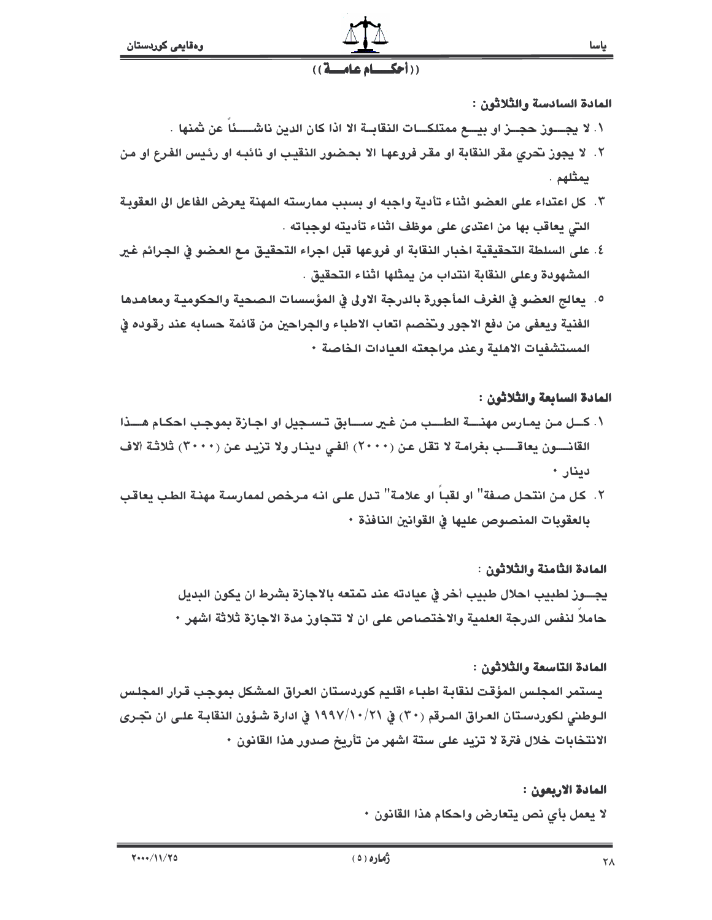## ((أحكـــام عامـــة))

**المادة السادسة والثلاثون :**

١. لا يجـــوز حجـــز او بيـــع ممتلكـــات النقابـــة الا اذا كان الدين ناشـــئاً عن ثمنها .

٢. لا يجوز تحري مقر النقابة او مقر فروعها الا بحضور النقيب او نائبه او رئيس الفرع او من يمثلهم .

٣. كل اعتداء على العضو اثناء تأدية واجبه او بسبب ممارسته المهنة يعرض الفاعل الى العقوبة التي يعاقب بها من اعتدى على موظف اثناء تأديته لوجباته .

٤. على السلطة التحقيقية اخبار النقابة او فروعها قبل اجراء التحقيق مع العضو في الجرائم غير المشهودة وعلى النقابة انتداب من يمثلها اثناء التحقيق .

٥. يعالج العضو في الغرف المأجورة بالدرجة الاولى في المؤسسات الصحية والحكومية ومعاهدها الفنية ويعفى من دفع الاجور وتخصم اتعاب الاطباء والجراحين من قائمة حسابه عند رقوده في المستشفيات الاهلية وعند مراجعته العيادات الخاصة ٠

**المادة السابعة والثلاثون :**

١. كـــل مـن يمـارس مهنـــة الطـــب مـن غـير ســـابق تـسجيل او اجـازة بموجـب احكـام هـــذا القانـــون يعاقـــب بغرامة لا تقل عن (٢٠٠٠) ألفي دينار ولا تزيد عن (٣٠٠٠) ثلاثة ألاف دينار ٠

٢. كل من انتحل صفة" او لقباً او علامة" تدل على انه مرخص لممارسة مهنة الطب يعاقب بالعقوبات المنصوص عليها في القوانين النافذة ٠

**المادة الثامنة والثلاثون :**

يجـــوز لطبيب احلال طبيب أخر في عيادته عند تمتعه بالاجازة بشرط ان يكون البديل حاملاً لنفس الدرجة العلمية والاختصاص على ان لا تتجاوز مدة الاجازة ثلاثة اشهر ٠

**المادة التاسعة والثلاثون :**

يستمر المجلس المؤقت لنقابة اطباء اقليم كوردستان العراق المشكل بموجب قرار المجلس الـوطني لكوردستان العـراق المـرقم (٣٠) في ١٩٩٧/١٠/٢١ في ادارة شؤون النقابـة علـى ان تجـرى الانتخابات خلال فترة لا تزيد على ستة اشهر من تأريخ صدور هذا القانون ٠

**المادة الاربعون :**

لا يعمل بأي نص يتعارض واحكام هذا القانون ٠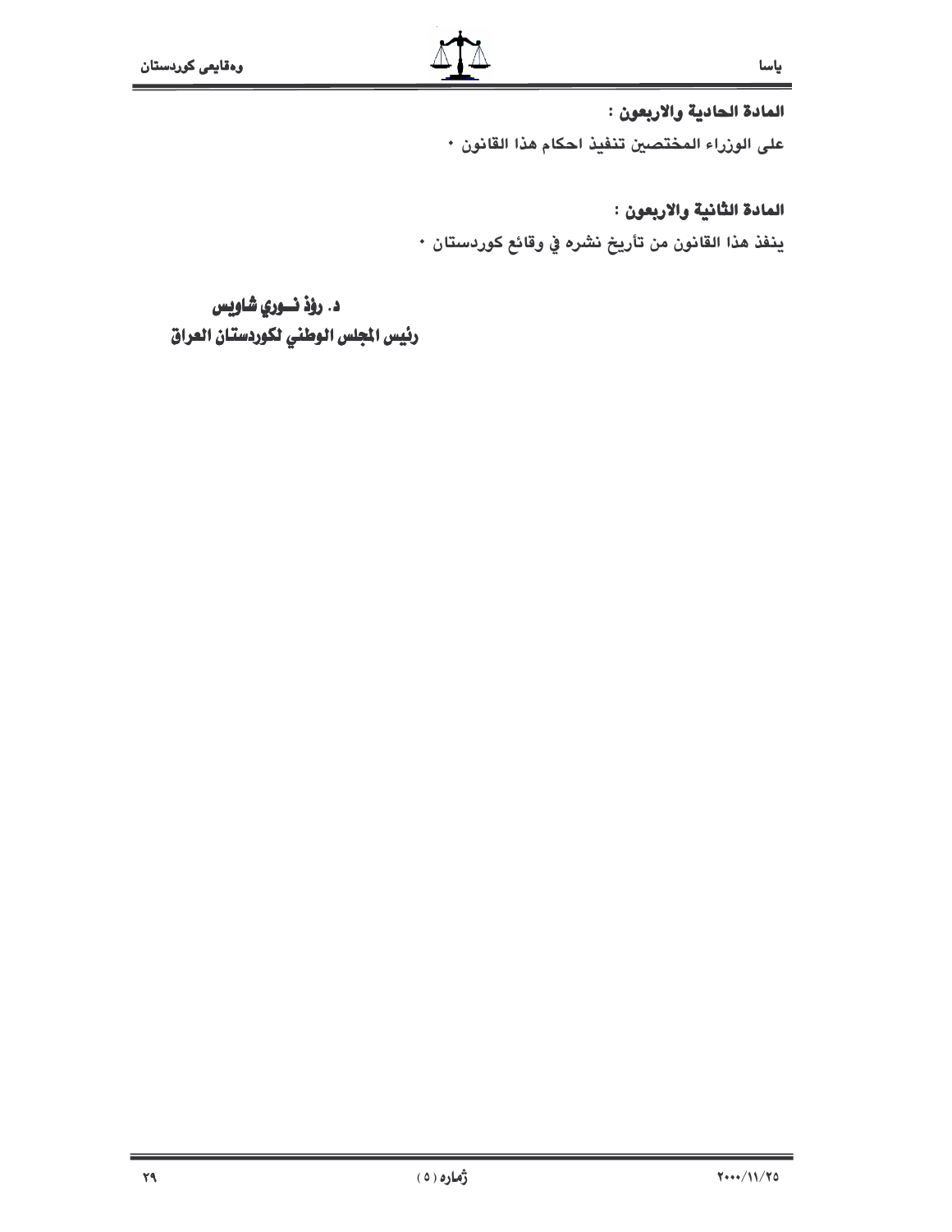**المادة الحادية والاربعون :**

على الوزراء المختصين تنفيذ احكام هذا القانون ٠

**المادة الثانية والاربعون :**

ينفذ هذا القانون من تأريخ نشره في وقائع كوردستان ٠

**د. رؤذ نـوري شاويس**

**رئيس المجلس الوطني لكوردستان العراق**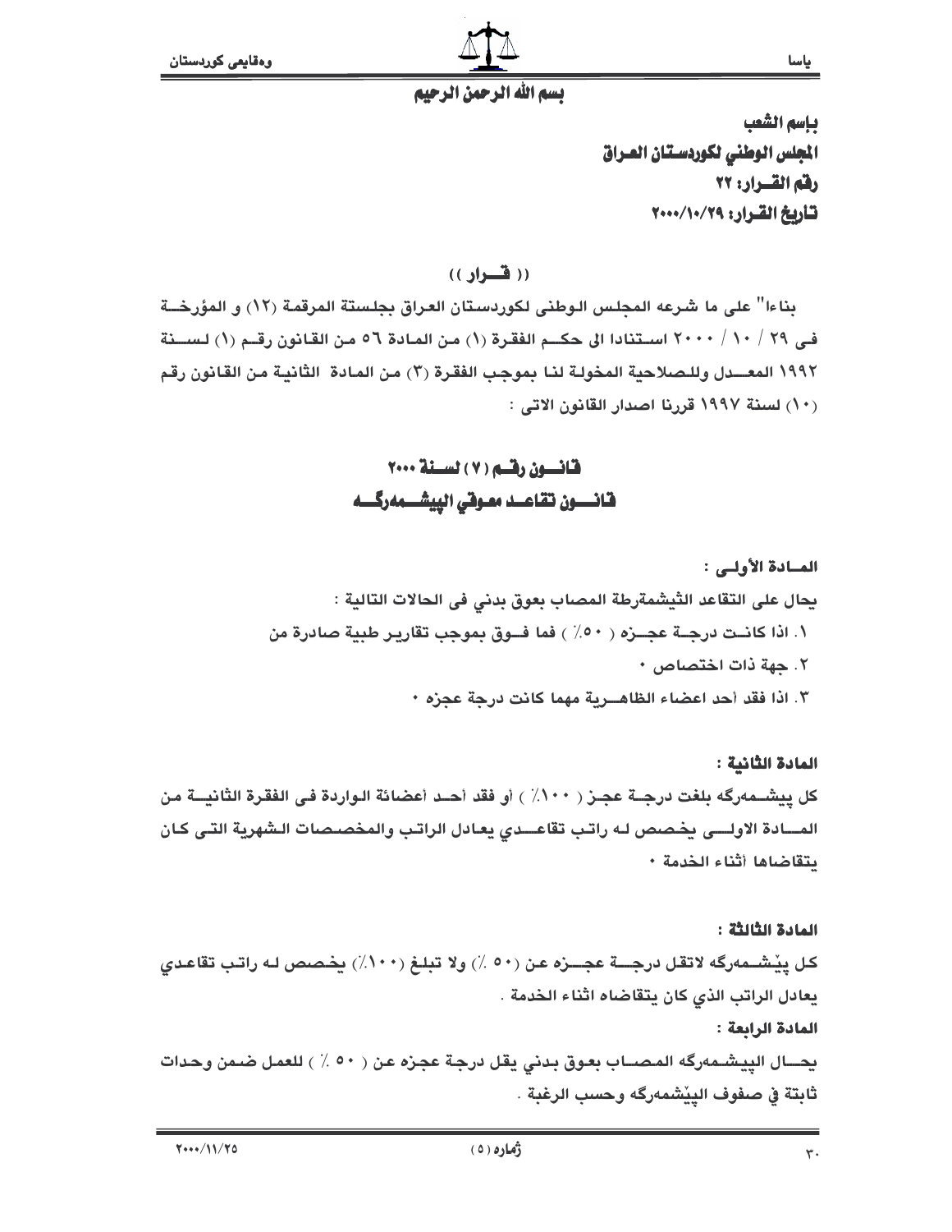بسم الله الرحمن الرحيم

**بإسم الشعب**
**المجلس الوطني لكوردستان العراق**
**رقم القـرار: ٢٢**
**تـاريخ القرار: ٢٠٠٠/١٠/٢٩**

**(( قــرار ))**

بناءا" على ما شرعه المجلس الوطنى لكوردستان العراق بجلسته المرقمة (١٢) و المؤرخة فى ٢٩ / ١٠ / ٢٠٠٠ استنادا الى حكم الفقرة (١) من المادة ٥٦ من القانون رقم (١) لسنة ١٩٩٢ المعدل وللصلاحية المخولة لنا بموجب الفقرة (٣) من المادة الثانية من القانون رقم (١٠) لسنة ١٩٩٧ قررنا اصدار القانون الاتى :

## قانــون رقــم (٧) لســنة ٢٠٠٠
## قانــون تقاعـد معوقي البيشـــمەرگــه

**المـادة الأولـى :**

يحال على التقاعد الپيشمەرطة المصاب بعوق بدني فى الحالات التالية :

١. اذا كانـت درجـة عجـزه ( ٥٠٪ ) فما فـوق بموجب تقارير طبية صادرة من
٢. جهة ذات اختصاص ٠
٣. اذا فقد أحد اعضاء الظاهـرية مهما كانت درجة عجزه ٠

**المادة الثانية :**

كل پيشـمەرگە بلغت درجـة عجـز ( ١٠٠٪ ) أو فقد أحـد أعضائة الواردة فى الفقرة الثانيـة من المـادة الاولـى يخصص لـه راتب تقاعـدي يعادل الراتب والمخصصات الشهرية التى كان يتقاضاها أثناء الخدمة ٠

**المادة الثالثة :**

كل پێشـمەرگە لاتقل درجــة عجــزه عن (٥٠ ٪) ولا تبلغ (١٠٠٪) يخصص لـه راتب تقاعدي يعادل الراتب الذي كان يتقاضاه اثناء الخدمة .

**المادة الرابعة :**

يحــال البيشـمەرگە المصـاب بعوق بدني يقل درجة عجزه عن ( ٥٠ ٪ ) للعمل ضمن وحدات ثابتة في صفوف الپێشمەرگە وحسب الرغبة .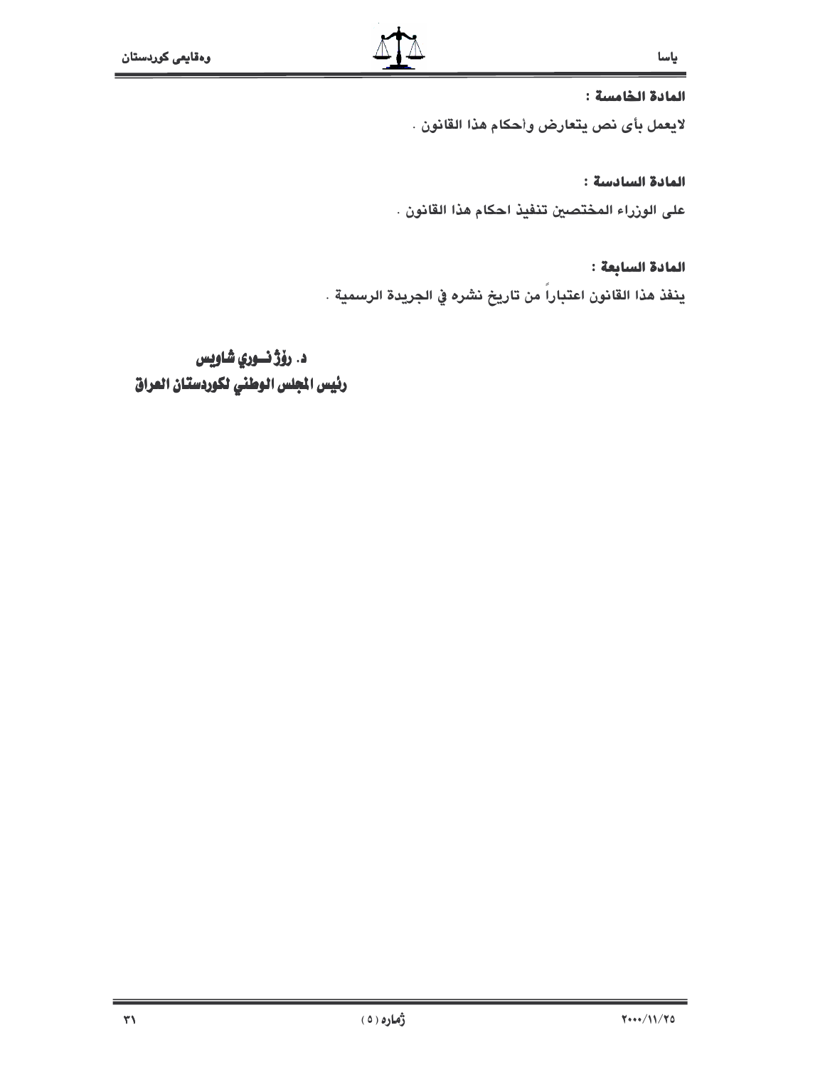**المادة الخامسة :**

لايعمل بأى نص يتعارض وأحكام هذا القانون .

**المادة السادسة :**

على الوزراء المختصين تنفيذ احكام هذا القانون .

**المادة السابعة :**

ينفذ هذا القانون اعتباراً من تاريخ نشره في الجريدة الرسمية .

**د. رۆژ نــوري شاويس**
**رئيس المجلس الوطني لكوردستان العراق**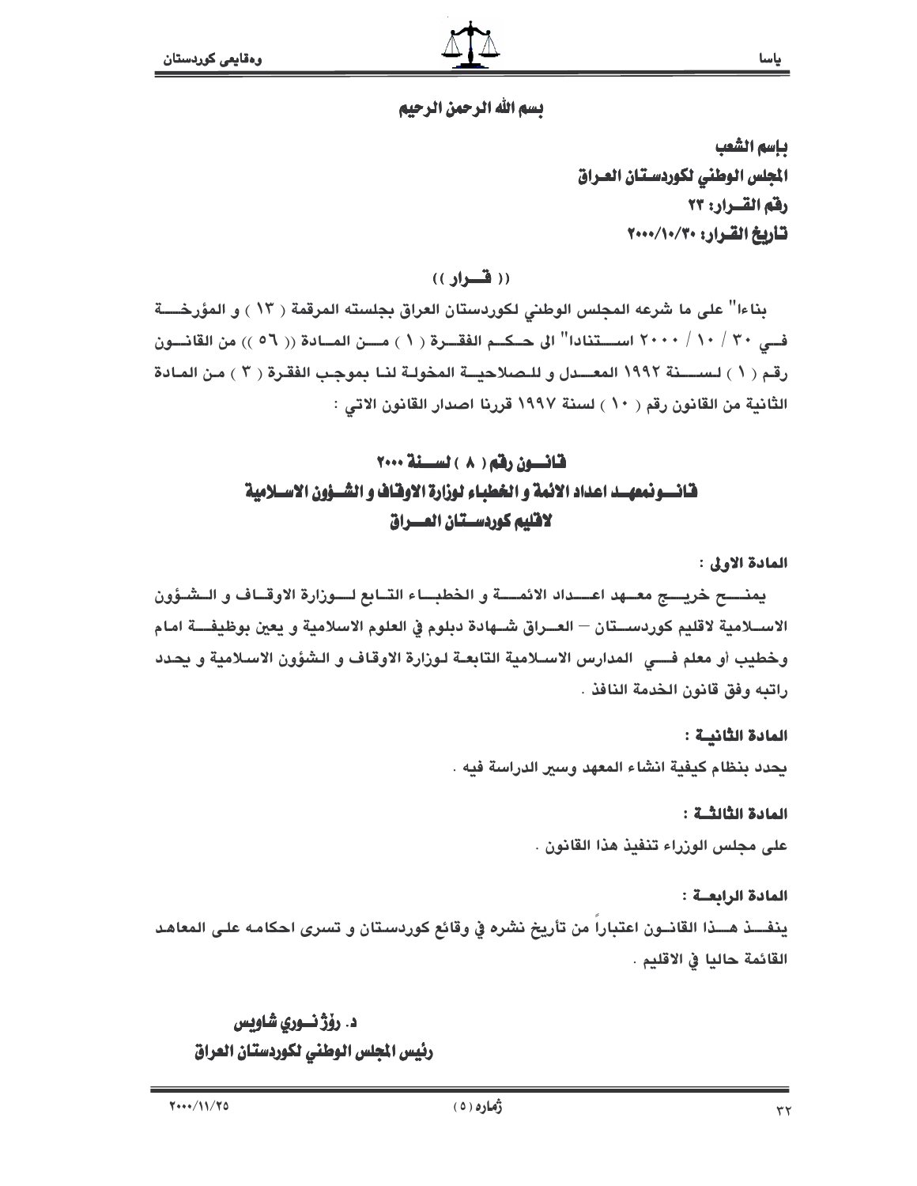بسم الله الرحمن الرحيم

**باسم الشعب**
**المجلس الوطني لكوردستان العراق**
**رقم القرار: ٢٣**
**تاريخ القرار: ٢٠٠٠/١٠/٣٠**

**(( قرار ))**

بناءا" على ما شرعه المجلس الوطني لكوردستان العراق بجلسته المرقمة ( ١٣ ) و المؤرخة في ٣٠ / ١٠ / ٢٠٠٠ استنادا" الى حكم الفقرة ( ١ ) من المادة (( ٥٦ )) من القانون رقم ( ١ ) لسنة ١٩٩٢ المعدل و للصلاحية المخولة لنا بموجب الفقرة ( ٣ ) من المادة الثانية من القانون رقم ( ١٠ ) لسنة ١٩٩٧ قررنا اصدار القانون الاتي :

## قانون رقم ( ٨ ) لسنة ٢٠٠٠
## قانون معهد اعداد الائمة و الخطباء لوزارة الاوقاف و الشؤون الاسلامية لاقليم كوردستان العراق

**المادة الاولى :**

يمنح خريج معهد اعداد الائمة و الخطباء التابع لوزارة الاوقاف و الشؤون الاسلامية لاقليم كوردستان – العراق شهادة دبلوم في العلوم الاسلامية و يعين بوظيفة امام وخطيب أو معلم في المدارس الاسلامية التابعة لوزارة الاوقاف و الشؤون الاسلامية و يحدد راتبه وفق قانون الخدمة النافذ .

**المادة الثانية :**

يحدد بنظام كيفية انشاء المعهد وسير الدراسة فيه .

**المادة الثالثة :**

على مجلس الوزراء تنفيذ هذا القانون .

**المادة الرابعة :**

ينفذ هذا القانون اعتباراً من تأريخ نشره في وقائع كوردستان و تسرى احكامه على المعاهد القائمة حاليا في الاقليم .

**د. رؤژنوري شاويس**
**رئيس المجلس الوطني لكوردستان العراق**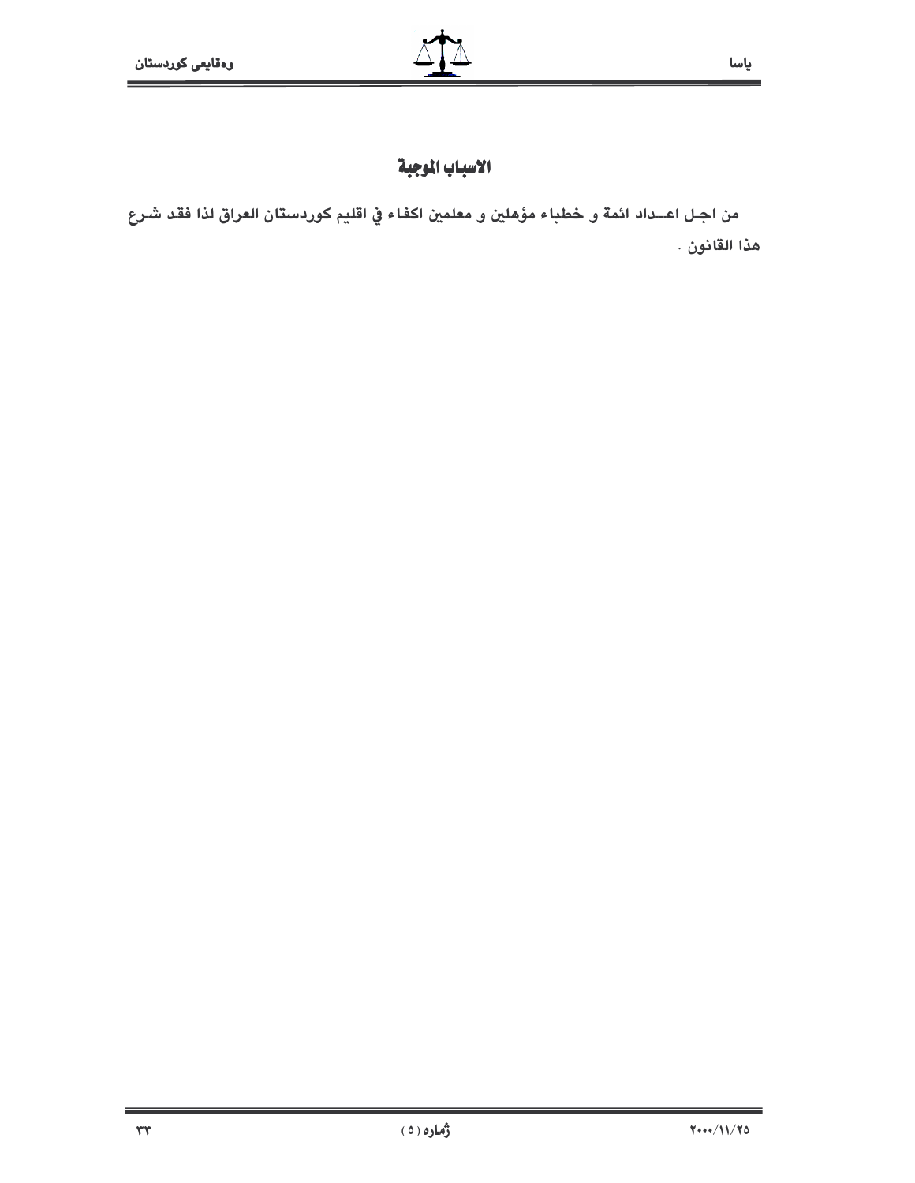## الاسباب الموجبة

من اجـل اعــداد ائمة و خطباء مؤهلين و معلمين اكفاء في اقليم كوردستان العراق لذا فقد شـرع هذا القانون .